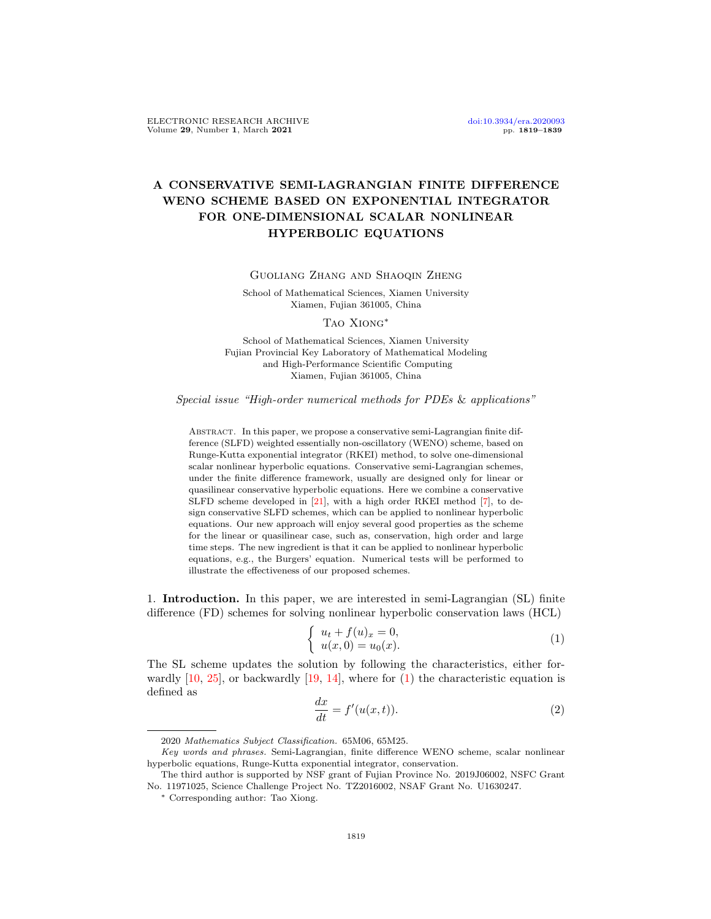# A CONSERVATIVE SEMI-LAGRANGIAN FINITE DIFFERENCE WENO SCHEME BASED ON EXPONENTIAL INTEGRATOR FOR ONE-DIMENSIONAL SCALAR NONLINEAR HYPERBOLIC EQUATIONS

Guoliang Zhang and Shaoqin Zheng

School of Mathematical Sciences, Xiamen University
Xiamen, Fujian 361005, China

Tao Xiong*

School of Mathematical Sciences, Xiamen University
Fujian Provincial Key Laboratory of Mathematical Modeling
and High-Performance Scientific Computing
Xiamen, Fujian 361005, China

*Special issue "High-order numerical methods for PDEs & applications"*

Abstract. In this paper, we propose a conservative semi-Lagrangian finite difference (SLFD) weighted essentially non-oscillatory (WENO) scheme, based on Runge-Kutta exponential integrator (RKEI) method, to solve one-dimensional scalar nonlinear hyperbolic equations. Conservative semi-Lagrangian schemes, under the finite difference framework, usually are designed only for linear or quasilinear conservative hyperbolic equations. Here we combine a conservative SLFD scheme developed in [21], with a high order RKEI method [7], to design conservative SLFD schemes, which can be applied to nonlinear hyperbolic equations. Our new approach will enjoy several good properties as the scheme for the linear or quasilinear case, such as, conservation, high order and large time steps. The new ingredient is that it can be applied to nonlinear hyperbolic equations, e.g., the Burgers' equation. Numerical tests will be performed to illustrate the effectiveness of our proposed schemes.

## 1. Introduction.

In this paper, we are interested in semi-Lagrangian (SL) finite difference (FD) schemes for solving nonlinear hyperbolic conservation laws (HCL)

$$\begin{cases} u_t + f(u)_x = 0, \\ u(x,0) = u_0(x). \end{cases} \tag{1}$$

The SL scheme updates the solution by following the characteristics, either forwardly [10, 25], or backwardly [19, 14], where for (1) the characteristic equation is defined as

$$\frac{dx}{dt} = f'(u(x,t)). \tag{2}$$

---

2020 *Mathematics Subject Classification.* 65M06, 65M25.

*Key words and phrases.* Semi-Lagrangian, finite difference WENO scheme, scalar nonlinear hyperbolic equations, Runge-Kutta exponential integrator, conservation.

The third author is supported by NSF grant of Fujian Province No. 2019J06002, NSFC Grant No. 11971025, Science Challenge Project No. TZ2016002, NSAF Grant No. U1630247.

\* Corresponding author: Tao Xiong.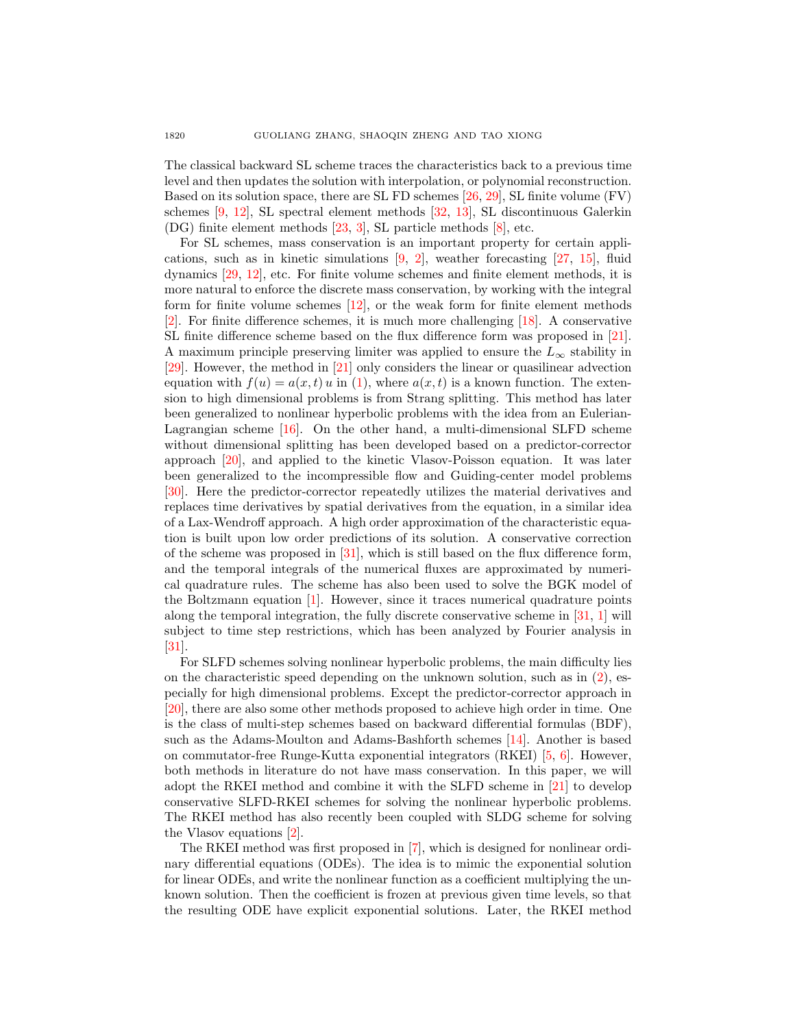The classical backward SL scheme traces the characteristics back to a previous time level and then updates the solution with interpolation, or polynomial reconstruction. Based on its solution space, there are SL FD schemes [26, 29], SL finite volume (FV) schemes [9, 12], SL spectral element methods [32, 13], SL discontinuous Galerkin (DG) finite element methods [23, 3], SL particle methods [8], etc.

For SL schemes, mass conservation is an important property for certain applications, such as in kinetic simulations [9, 2], weather forecasting [27, 15], fluid dynamics [29, 12], etc. For finite volume schemes and finite element methods, it is more natural to enforce the discrete mass conservation, by working with the integral form for finite volume schemes [12], or the weak form for finite element methods [2]. For finite difference schemes, it is much more challenging [18]. A conservative SL finite difference scheme based on the flux difference form was proposed in [21]. A maximum principle preserving limiter was applied to ensure the $L_\infty$ stability in [29]. However, the method in [21] only considers the linear or quasilinear advection equation with $f(u) = a(x,t)\,u$ in (1), where $a(x,t)$ is a known function. The extension to high dimensional problems is from Strang splitting. This method has later been generalized to nonlinear hyperbolic problems with the idea from an Eulerian-Lagrangian scheme [16]. On the other hand, a multi-dimensional SLFD scheme without dimensional splitting has been developed based on a predictor-corrector approach [20], and applied to the kinetic Vlasov-Poisson equation. It was later been generalized to the incompressible flow and Guiding-center model problems [30]. Here the predictor-corrector repeatedly utilizes the material derivatives and replaces time derivatives by spatial derivatives from the equation, in a similar idea of a Lax-Wendroff approach. A high order approximation of the characteristic equation is built upon low order predictions of its solution. A conservative correction of the scheme was proposed in [31], which is still based on the flux difference form, and the temporal integrals of the numerical fluxes are approximated by numerical quadrature rules. The scheme has also been used to solve the BGK model of the Boltzmann equation [1]. However, since it traces numerical quadrature points along the temporal integration, the fully discrete conservative scheme in [31, 1] will subject to time step restrictions, which has been analyzed by Fourier analysis in [31].

For SLFD schemes solving nonlinear hyperbolic problems, the main difficulty lies on the characteristic speed depending on the unknown solution, such as in (2), especially for high dimensional problems. Except the predictor-corrector approach in [20], there are also some other methods proposed to achieve high order in time. One is the class of multi-step schemes based on backward differential formulas (BDF), such as the Adams-Moulton and Adams-Bashforth schemes [14]. Another is based on commutator-free Runge-Kutta exponential integrators (RKEI) [5, 6]. However, both methods in literature do not have mass conservation. In this paper, we will adopt the RKEI method and combine it with the SLFD scheme in [21] to develop conservative SLFD-RKEI schemes for solving the nonlinear hyperbolic problems. The RKEI method has also recently been coupled with SLDG scheme for solving the Vlasov equations [2].

The RKEI method was first proposed in [7], which is designed for nonlinear ordinary differential equations (ODEs). The idea is to mimic the exponential solution for linear ODEs, and write the nonlinear function as a coefficient multiplying the unknown solution. Then the coefficient is frozen at previous given time levels, so that the resulting ODE have explicit exponential solutions. Later, the RKEI method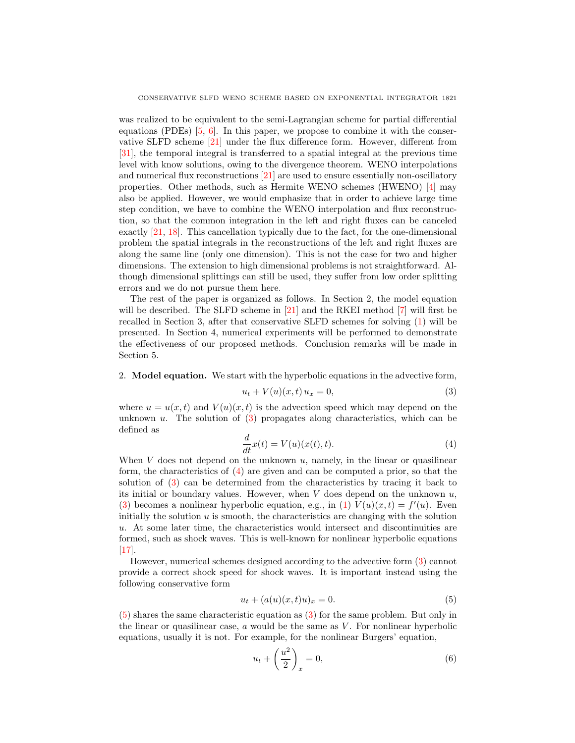was realized to be equivalent to the semi-Lagrangian scheme for partial differential equations (PDEs) [5, 6]. In this paper, we propose to combine it with the conservative SLFD scheme [21] under the flux difference form. However, different from [31], the temporal integral is transferred to a spatial integral at the previous time level with know solutions, owing to the divergence theorem. WENO interpolations and numerical flux reconstructions [21] are used to ensure essentially non-oscillatory properties. Other methods, such as Hermite WENO schemes (HWENO) [4] may also be applied. However, we would emphasize that in order to achieve large time step condition, we have to combine the WENO interpolation and flux reconstruction, so that the common integration in the left and right fluxes can be canceled exactly [21, 18]. This cancellation typically due to the fact, for the one-dimensional problem the spatial integrals in the reconstructions of the left and right fluxes are along the same line (only one dimension). This is not the case for two and higher dimensions. The extension to high dimensional problems is not straightforward. Although dimensional splittings can still be used, they suffer from low order splitting errors and we do not pursue them here.

The rest of the paper is organized as follows. In Section 2, the model equation will be described. The SLFD scheme in [21] and the RKEI method [7] will first be recalled in Section 3, after that conservative SLFD schemes for solving (1) will be presented. In Section 4, numerical experiments will be performed to demonstrate the effectiveness of our proposed methods. Conclusion remarks will be made in Section 5.

## 2. Model equation.

We start with the hyperbolic equations in the advective form,

$$u_t + V(u)(x,t)\, u_x = 0, \tag{3}$$

where $u = u(x,t)$ and $V(u)(x,t)$ is the advection speed which may depend on the unknown $u$. The solution of (3) propagates along characteristics, which can be defined as

$$\frac{d}{dt}x(t) = V(u)(x(t),t). \tag{4}$$

When $V$ does not depend on the unknown $u$, namely, in the linear or quasilinear form, the characteristics of (4) are given and can be computed a prior, so that the solution of (3) can be determined from the characteristics by tracing it back to its initial or boundary values. However, when $V$ does depend on the unknown $u$, (3) becomes a nonlinear hyperbolic equation, e.g., in (1) $V(u)(x,t) = f'(u)$. Even initially the solution $u$ is smooth, the characteristics are changing with the solution $u$. At some later time, the characteristics would intersect and discontinuities are formed, such as shock waves. This is well-known for nonlinear hyperbolic equations [17].

However, numerical schemes designed according to the advective form (3) cannot provide a correct shock speed for shock waves. It is important instead using the following conservative form

$$u_t + (a(u)(x,t)u)_x = 0. \tag{5}$$

(5) shares the same characteristic equation as (3) for the same problem. But only in the linear or quasilinear case, $a$ would be the same as $V$. For nonlinear hyperbolic equations, usually it is not. For example, for the nonlinear Burgers' equation,

$$u_t + \left(\frac{u^2}{2}\right)_x = 0, \tag{6}$$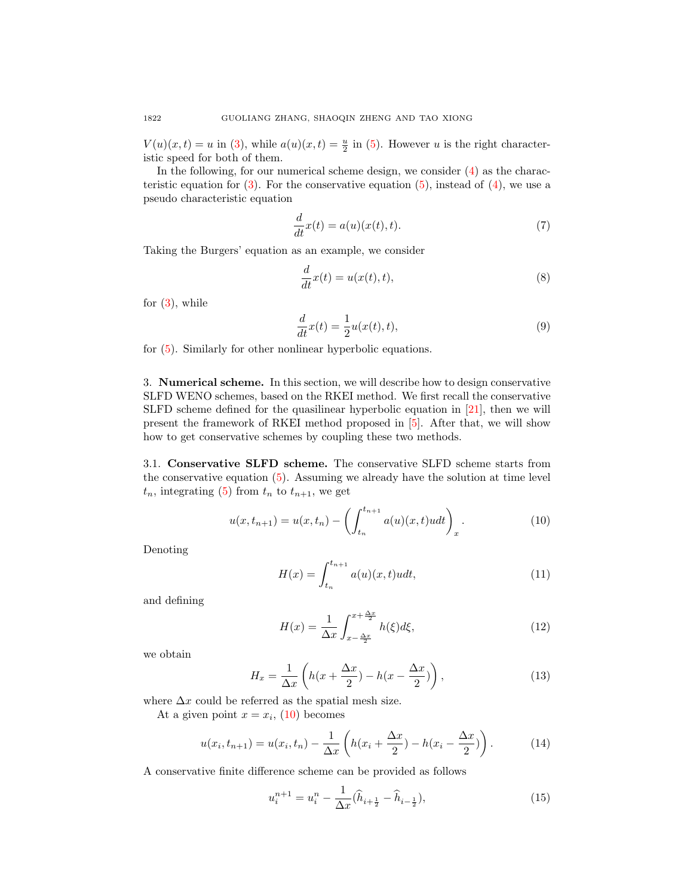$V(u)(x,t) = u$ in (3), while $a(u)(x,t) = \frac{u}{2}$ in (5). However $u$ is the right characteristic speed for both of them.

In the following, for our numerical scheme design, we consider (4) as the characteristic equation for (3). For the conservative equation (5), instead of (4), we use a pseudo characteristic equation

$$\frac{d}{dt}x(t) = a(u)(x(t),t). \tag{7}$$

Taking the Burgers' equation as an example, we consider

$$\frac{d}{dt}x(t) = u(x(t),t), \tag{8}$$

for (3), while

$$\frac{d}{dt}x(t) = \frac{1}{2}u(x(t),t), \tag{9}$$

for (5). Similarly for other nonlinear hyperbolic equations.

## 3. **Numerical scheme.**

In this section, we will describe how to design conservative SLFD WENO schemes, based on the RKEI method. We first recall the conservative SLFD scheme defined for the quasilinear hyperbolic equation in [21], then we will present the framework of RKEI method proposed in [5]. After that, we will show how to get conservative schemes by coupling these two methods.

### 3.1. **Conservative SLFD scheme.**

The conservative SLFD scheme starts from the conservative equation (5). Assuming we already have the solution at time level $t_n$, integrating (5) from $t_n$ to $t_{n+1}$, we get

$$u(x,t_{n+1}) = u(x,t_n) - \left(\int_{t_n}^{t_{n+1}} a(u)(x,t)u dt\right)_x. \tag{10}$$

Denoting

$$H(x) = \int_{t_n}^{t_{n+1}} a(u)(x,t)u dt, \tag{11}$$

and defining

$$H(x) = \frac{1}{\Delta x}\int_{x-\frac{\Delta x}{2}}^{x+\frac{\Delta x}{2}} h(\xi)d\xi, \tag{12}$$

we obtain

$$H_x = \frac{1}{\Delta x}\left(h(x+\frac{\Delta x}{2}) - h(x-\frac{\Delta x}{2})\right), \tag{13}$$

where $\Delta x$ could be referred as the spatial mesh size.

At a given point $x = x_i$, (10) becomes

$$u(x_i,t_{n+1}) = u(x_i,t_n) - \frac{1}{\Delta x}\left(h(x_i+\frac{\Delta x}{2}) - h(x_i-\frac{\Delta x}{2})\right). \tag{14}$$

A conservative finite difference scheme can be provided as follows

$$u_i^{n+1} = u_i^n - \frac{1}{\Delta x}(\widehat{h}_{i+\frac{1}{2}} - \widehat{h}_{i-\frac{1}{2}}), \tag{15}$$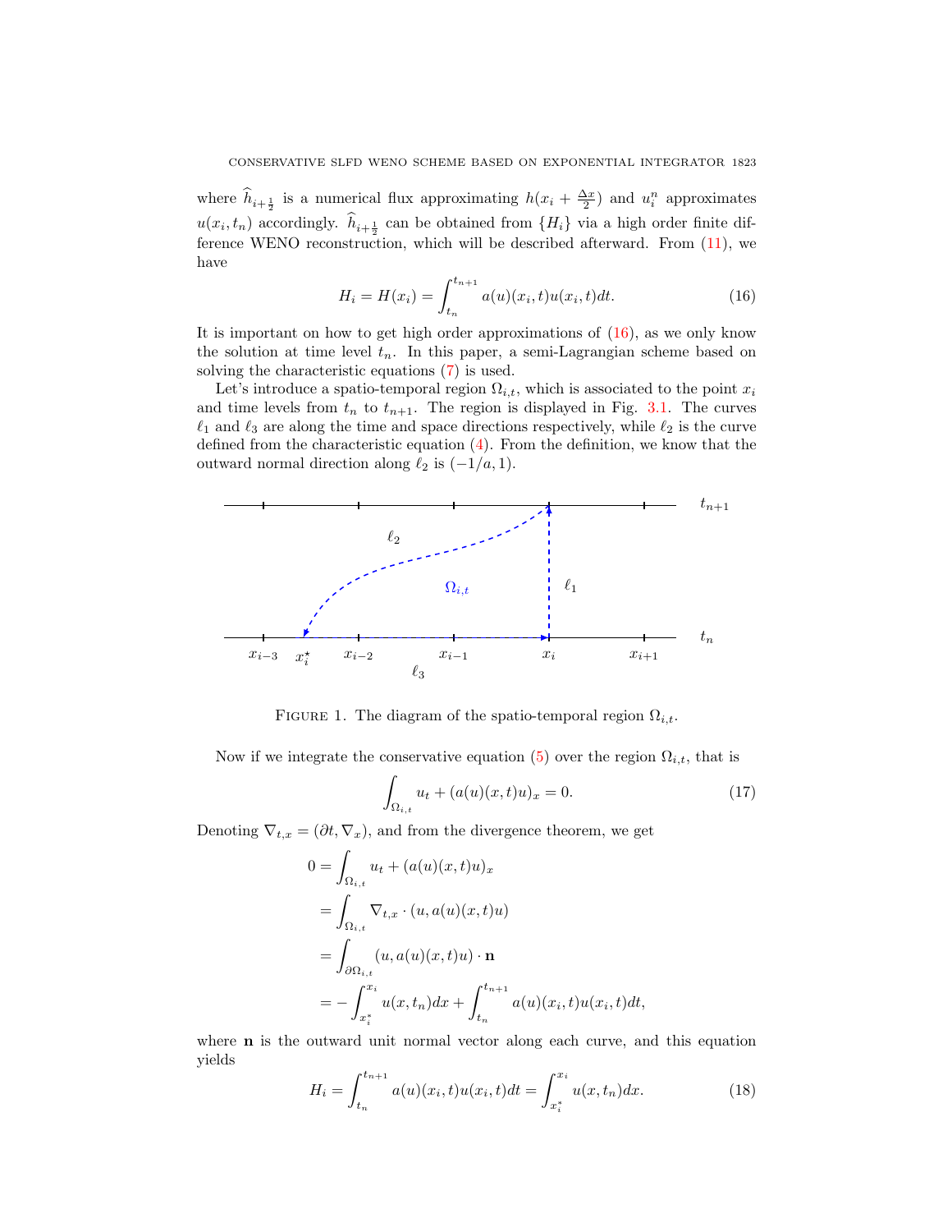where $\widehat{h}_{i+\frac{1}{2}}$ is a numerical flux approximating $h(x_i + \frac{\Delta x}{2})$ and $u_i^n$ approximates $u(x_i, t_n)$ accordingly. $\widehat{h}_{i+\frac{1}{2}}$ can be obtained from $\{H_i\}$ via a high order finite difference WENO reconstruction, which will be described afterward. From (11), we have

$$H_i = H(x_i) = \int_{t_n}^{t_{n+1}} a(u)(x_i, t)u(x_i, t)dt. \tag{16}$$

It is important on how to get high order approximations of (16), as we only know the solution at time level $t_n$. In this paper, a semi-Lagrangian scheme based on solving the characteristic equations (7) is used.

Let's introduce a spatio-temporal region $\Omega_{i,t}$, which is associated to the point $x_i$ and time levels from $t_n$ to $t_{n+1}$. The region is displayed in Fig. 3.1. The curves $\ell_1$ and $\ell_3$ are along the time and space directions respectively, while $\ell_2$ is the curve defined from the characteristic equation (4). From the definition, we know that the outward normal direction along $\ell_2$ is $(-1/a, 1)$.

FIGURE 1. The diagram of the spatio-temporal region $\Omega_{i,t}$.

Now if we integrate the conservative equation (5) over the region $\Omega_{i,t}$, that is

$$\int_{\Omega_{i,t}} u_t + (a(u)(x,t)u)_x = 0. \tag{17}$$

Denoting $\nabla_{t,x} = (\partial t, \nabla_x)$, and from the divergence theorem, we get

$$\begin{aligned}
0 &= \int_{\Omega_{i,t}} u_t + (a(u)(x,t)u)_x \\
&= \int_{\Omega_{i,t}} \nabla_{t,x} \cdot (u, a(u)(x,t)u) \\
&= \int_{\partial\Omega_{i,t}} (u, a(u)(x,t)u) \cdot \mathbf{n} \\
&= -\int_{x_i^*}^{x_i} u(x, t_n)dx + \int_{t_n}^{t_{n+1}} a(u)(x_i, t)u(x_i, t)dt,
\end{aligned}$$

where $\mathbf{n}$ is the outward unit normal vector along each curve, and this equation yields

$$H_i = \int_{t_n}^{t_{n+1}} a(u)(x_i, t)u(x_i, t)dt = \int_{x_i^*}^{x_i} u(x, t_n)dx. \tag{18}$$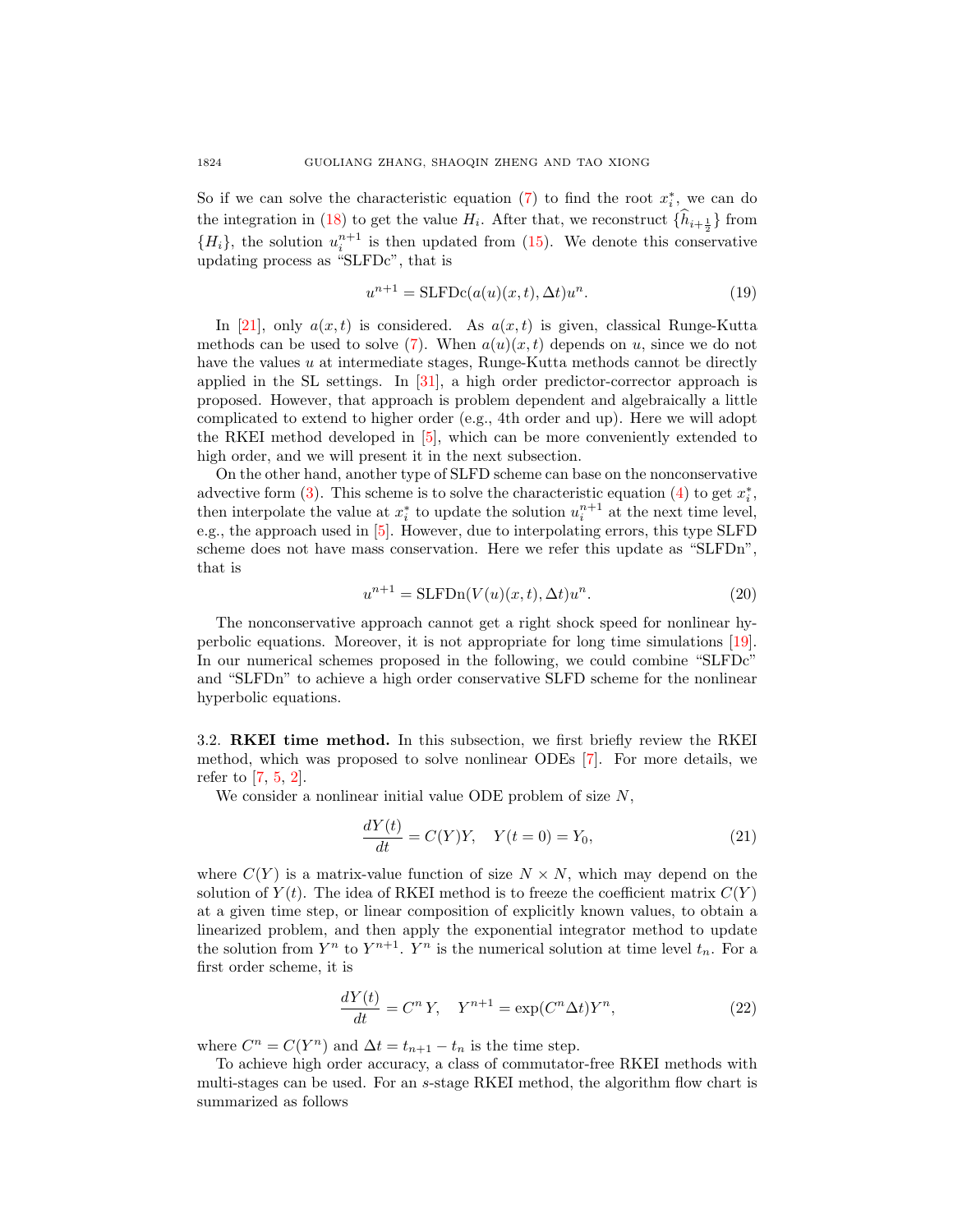So if we can solve the characteristic equation (7) to find the root $x_i^*$, we can do the integration in (18) to get the value $H_i$. After that, we reconstruct $\{\widehat{h}_{i+\frac{1}{2}}\}$ from $\{H_i\}$, the solution $u_i^{n+1}$ is then updated from (15). We denote this conservative updating process as "SLFDc", that is

$$u^{n+1} = \text{SLFDc}(a(u)(x,t), \Delta t)u^n. \tag{19}$$

In [21], only $a(x,t)$ is considered. As $a(x,t)$ is given, classical Runge-Kutta methods can be used to solve (7). When $a(u)(x,t)$ depends on $u$, since we do not have the values $u$ at intermediate stages, Runge-Kutta methods cannot be directly applied in the SL settings. In [31], a high order predictor-corrector approach is proposed. However, that approach is problem dependent and algebraically a little complicated to extend to higher order (e.g., 4th order and up). Here we will adopt the RKEI method developed in [5], which can be more conveniently extended to high order, and we will present it in the next subsection.

On the other hand, another type of SLFD scheme can base on the nonconservative advective form (3). This scheme is to solve the characteristic equation (4) to get $x_i^*$, then interpolate the value at $x_i^*$ to update the solution $u_i^{n+1}$ at the next time level, e.g., the approach used in [5]. However, due to interpolating errors, this type SLFD scheme does not have mass conservation. Here we refer this update as "SLFDn", that is

$$u^{n+1} = \text{SLFDn}(V(u)(x,t), \Delta t)u^n. \tag{20}$$

The nonconservative approach cannot get a right shock speed for nonlinear hyperbolic equations. Moreover, it is not appropriate for long time simulations [19]. In our numerical schemes proposed in the following, we could combine "SLFDc" and "SLFDn" to achieve a high order conservative SLFD scheme for the nonlinear hyperbolic equations.

### 3.2. RKEI time method.

In this subsection, we first briefly review the RKEI method, which was proposed to solve nonlinear ODEs [7]. For more details, we refer to [7, 5, 2].

We consider a nonlinear initial value ODE problem of size $N$,

$$\frac{dY(t)}{dt} = C(Y)Y, \quad Y(t=0) = Y_0, \tag{21}$$

where $C(Y)$ is a matrix-value function of size $N \times N$, which may depend on the solution of $Y(t)$. The idea of RKEI method is to freeze the coefficient matrix $C(Y)$ at a given time step, or linear composition of explicitly known values, to obtain a linearized problem, and then apply the exponential integrator method to update the solution from $Y^n$ to $Y^{n+1}$. $Y^n$ is the numerical solution at time level $t_n$. For a first order scheme, it is

$$\frac{dY(t)}{dt} = C^n Y, \quad Y^{n+1} = \exp(C^n \Delta t)Y^n, \tag{22}$$

where $C^n = C(Y^n)$ and $\Delta t = t_{n+1} - t_n$ is the time step.

To achieve high order accuracy, a class of commutator-free RKEI methods with multi-stages can be used. For an $s$-stage RKEI method, the algorithm flow chart is summarized as follows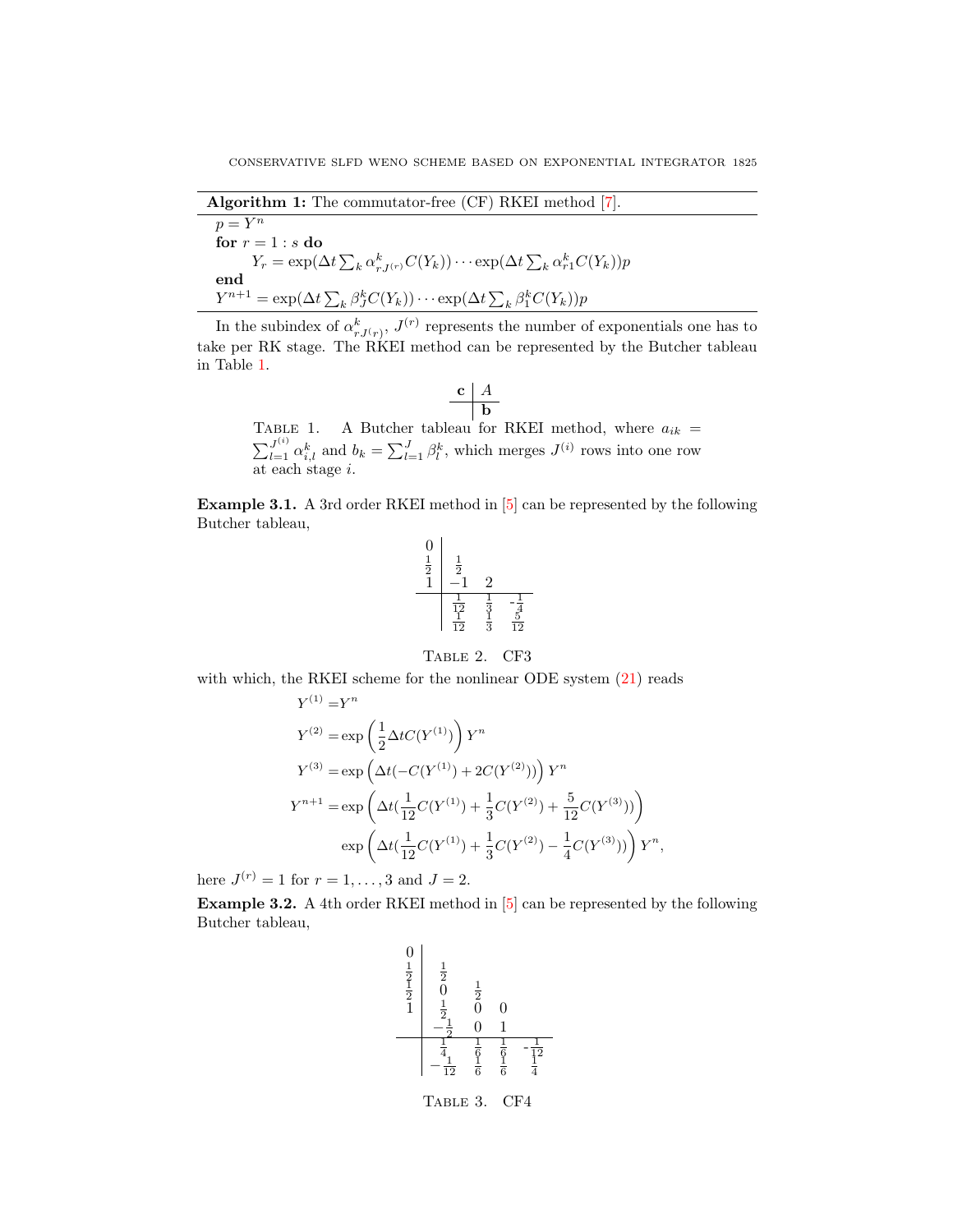**Algorithm 1:** The commutator-free (CF) RKEI method [7].

$p = Y^n$

**for** $r = 1 : s$ **do**

$\quad Y_r = \exp(\Delta t \sum_k \alpha^k_{rJ^{(r)}} C(Y_k)) \cdots \exp(\Delta t \sum_k \alpha^k_{r1} C(Y_k)) p$

**end**

$Y^{n+1} = \exp(\Delta t \sum_k \beta^k_J C(Y_k)) \cdots \exp(\Delta t \sum_k \beta^k_1 C(Y_k)) p$

In the subindex of $\alpha^k_{rJ^{(r)}}$, $J^{(r)}$ represents the number of exponentials one has to take per RK stage. The RKEI method can be represented by the Butcher tableau in Table 1.

$$\begin{array}{c|c} \mathbf{c} & A \\ \hline & \mathbf{b} \end{array}$$

Table 1. A Butcher tableau for RKEI method, where $a_{ik} = \sum_{l=1}^{J^{(i)}} \alpha^k_{i,l}$ and $b_k = \sum_{l=1}^{J} \beta^k_l$, which merges $J^{(i)}$ rows into one row at each stage $i$.

**Example 3.1.** A 3rd order RKEI method in [5] can be represented by the following Butcher tableau,

$$\begin{array}{c|ccc} 0 & & & \\ \frac{1}{2} & \frac{1}{2} & & \\ 1 & -1 & 2 & \\ \hline & \frac{1}{12} & \frac{1}{3} & -\frac{1}{4} \\ & \frac{1}{12} & \frac{1}{3} & \frac{5}{12} \end{array}$$

Table 2. CF3

with which, the RKEI scheme for the nonlinear ODE system (21) reads

$$\begin{aligned} Y^{(1)} &= Y^n \\ Y^{(2)} &= \exp\left(\frac{1}{2}\Delta t C(Y^{(1)})\right) Y^n \\ Y^{(3)} &= \exp\left(\Delta t(-C(Y^{(1)}) + 2C(Y^{(2)}))\right) Y^n \\ Y^{n+1} &= \exp\left(\Delta t(\frac{1}{12}C(Y^{(1)}) + \frac{1}{3}C(Y^{(2)}) + \frac{5}{12}C(Y^{(3)}))\right) \\ &\quad \exp\left(\Delta t(\frac{1}{12}C(Y^{(1)}) + \frac{1}{3}C(Y^{(2)}) - \frac{1}{4}C(Y^{(3)}))\right) Y^n, \end{aligned}$$

here $J^{(r)} = 1$ for $r = 1, \ldots, 3$ and $J = 2$.

**Example 3.2.** A 4th order RKEI method in [5] can be represented by the following Butcher tableau,

$$\begin{array}{c|cccc} 0 & & & & \\ \frac{1}{2} & \frac{1}{2} & & & \\ \frac{1}{2} & 0 & \frac{1}{2} & & \\ 1 & \frac{1}{2} & 0 & 0 & \\ & -\frac{1}{2} & 0 & 1 & \\ \hline & \frac{1}{4} & \frac{1}{6} & \frac{1}{6} & -\frac{1}{12} \\ & -\frac{1}{12} & \frac{1}{6} & \frac{1}{6} & \frac{1}{4} \end{array}$$

Table 3. CF4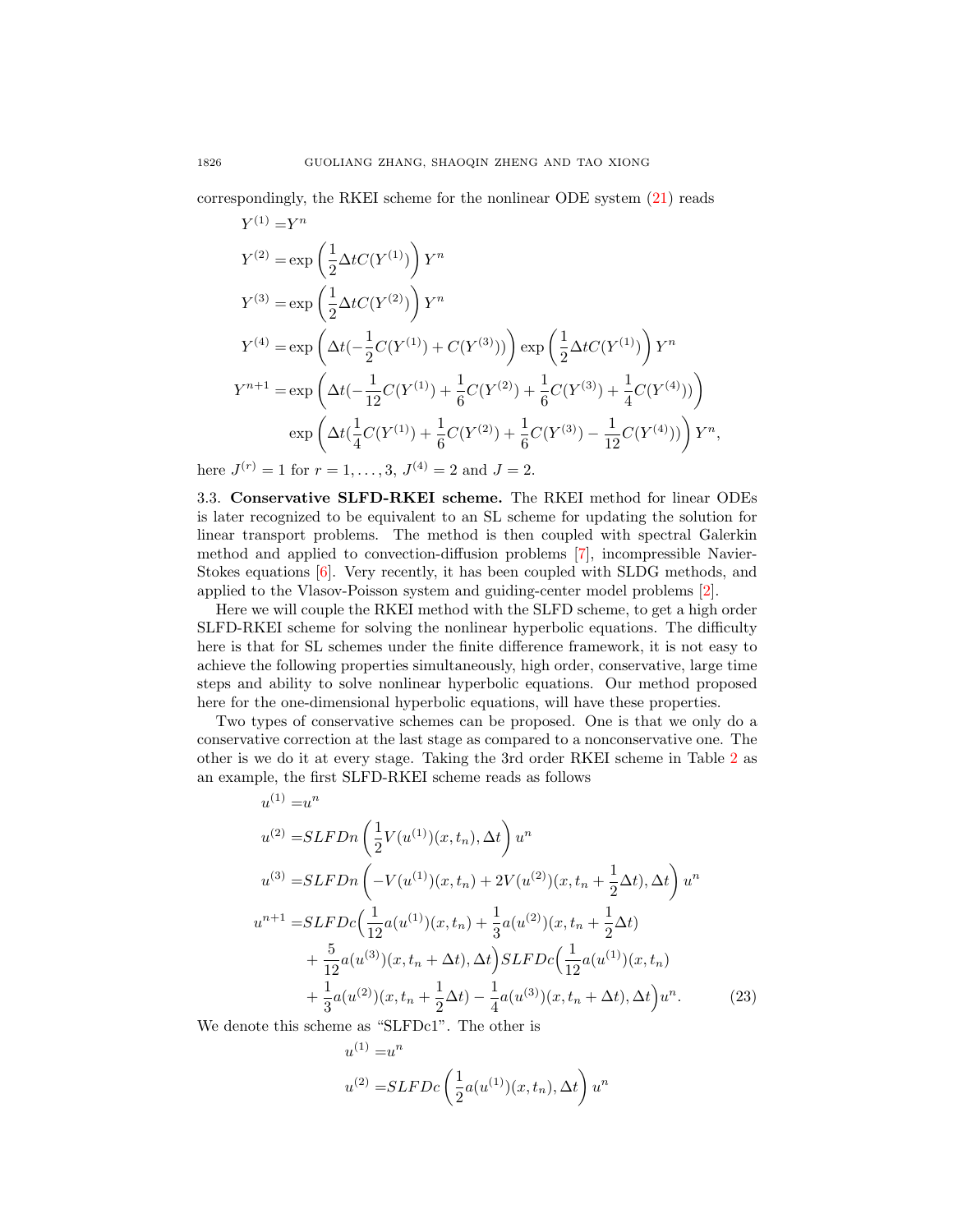correspondingly, the RKEI scheme for the nonlinear ODE system (21) reads

$$
\begin{aligned}
Y^{(1)} =& Y^n \\
Y^{(2)} =& \exp\left(\frac{1}{2}\Delta t C(Y^{(1)})\right) Y^n \\
Y^{(3)} =& \exp\left(\frac{1}{2}\Delta t C(Y^{(2)})\right) Y^n \\
Y^{(4)} =& \exp\left(\Delta t(-\frac{1}{2}C(Y^{(1)}) + C(Y^{(3)}))\right) \exp\left(\frac{1}{2}\Delta t C(Y^{(1)})\right) Y^n \\
Y^{n+1} =& \exp\left(\Delta t(-\frac{1}{12}C(Y^{(1)}) + \frac{1}{6}C(Y^{(2)}) + \frac{1}{6}C(Y^{(3)}) + \frac{1}{4}C(Y^{(4)}))\right) \\
& \exp\left(\Delta t(\frac{1}{4}C(Y^{(1)}) + \frac{1}{6}C(Y^{(2)}) + \frac{1}{6}C(Y^{(3)}) - \frac{1}{12}C(Y^{(4)}))\right) Y^n,
\end{aligned}
$$

here $J^{(r)} = 1$ for $r = 1, \ldots, 3$, $J^{(4)} = 2$ and $J = 2$.

3.3. **Conservative SLFD-RKEI scheme.** The RKEI method for linear ODEs is later recognized to be equivalent to an SL scheme for updating the solution for linear transport problems. The method is then coupled with spectral Galerkin method and applied to convection-diffusion problems [7], incompressible Navier-Stokes equations [6]. Very recently, it has been coupled with SLDG methods, and applied to the Vlasov-Poisson system and guiding-center model problems [2].

Here we will couple the RKEI method with the SLFD scheme, to get a high order SLFD-RKEI scheme for solving the nonlinear hyperbolic equations. The difficulty here is that for SL schemes under the finite difference framework, it is not easy to achieve the following properties simultaneously, high order, conservative, large time steps and ability to solve nonlinear hyperbolic equations. Our method proposed here for the one-dimensional hyperbolic equations, will have these properties.

Two types of conservative schemes can be proposed. One is that we only do a conservative correction at the last stage as compared to a nonconservative one. The other is we do it at every stage. Taking the 3rd order RKEI scheme in Table 2 as an example, the first SLFD-RKEI scheme reads as follows

$$
\begin{aligned}
u^{(1)} =& u^n \\
u^{(2)} =& SLFDn\left(\frac{1}{2}V(u^{(1)})(x, t_n), \Delta t\right) u^n \\
u^{(3)} =& SLFDn\left(-V(u^{(1)})(x, t_n) + 2V(u^{(2)})(x, t_n + \frac{1}{2}\Delta t), \Delta t\right) u^n \\
u^{n+1} =& SLFDc\Big(\frac{1}{12}a(u^{(1)})(x, t_n) + \frac{1}{3}a(u^{(2)})(x, t_n + \frac{1}{2}\Delta t) \\
& + \frac{5}{12}a(u^{(3)})(x, t_n + \Delta t), \Delta t\Big) SLFDc\Big(\frac{1}{12}a(u^{(1)})(x, t_n) \\
& + \frac{1}{3}a(u^{(2)})(x, t_n + \frac{1}{2}\Delta t) - \frac{1}{4}a(u^{(3)})(x, t_n + \Delta t), \Delta t\Big) u^n. \qquad (23)
\end{aligned}
$$

We denote this scheme as "SLFDc1". The other is

$$
\begin{aligned}
u^{(1)} =& u^n \\
u^{(2)} =& SLFDc\left(\frac{1}{2}a(u^{(1)})(x, t_n), \Delta t\right) u^n
\end{aligned}
$$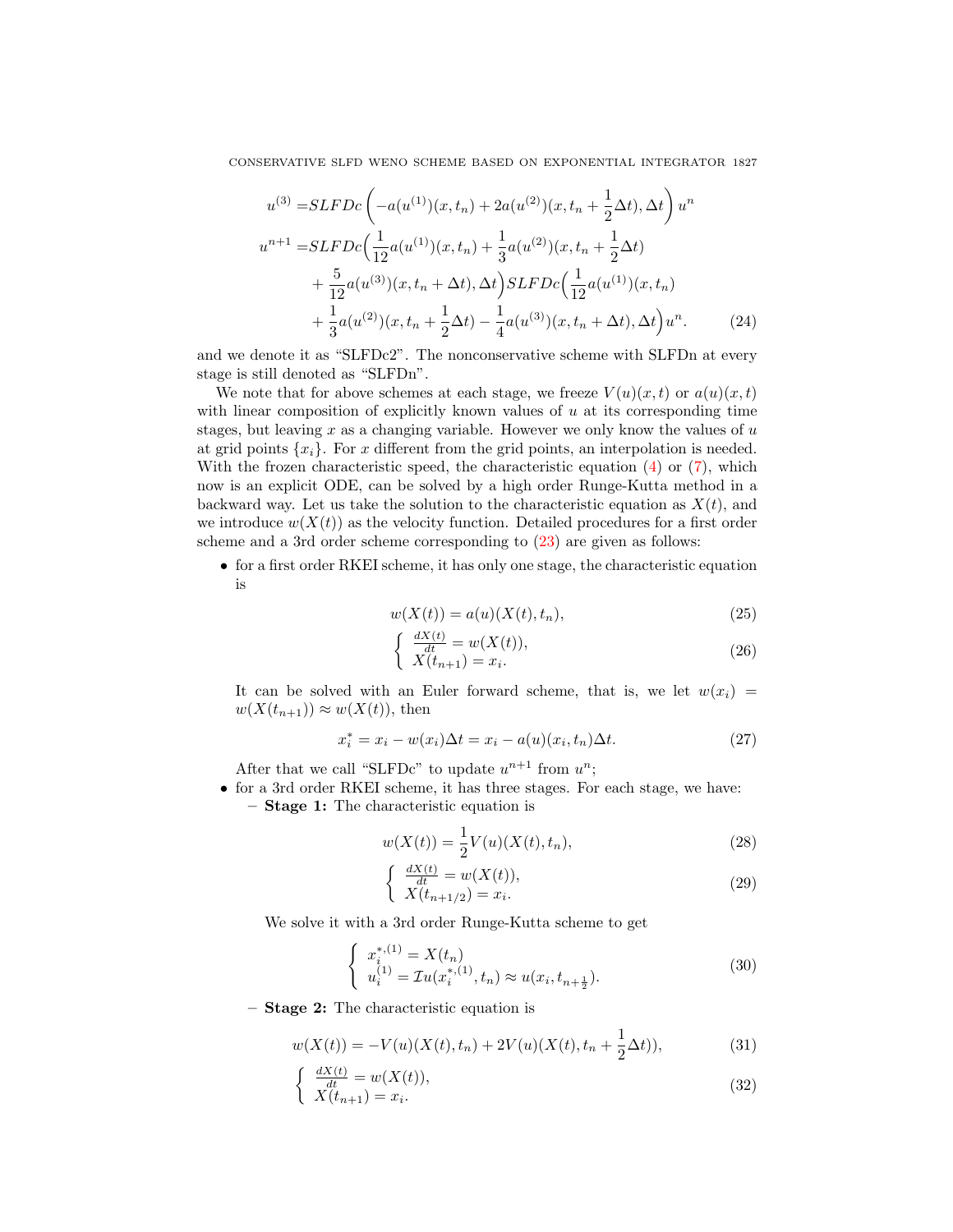$$
\begin{aligned}
u^{(3)} =& SLFDc\left(-a(u^{(1)})(x,t_n) + 2a(u^{(2)})(x,t_n+\frac{1}{2}\Delta t), \Delta t\right)u^n \\
u^{n+1} =& SLFDc\Big(\frac{1}{12}a(u^{(1)})(x,t_n) + \frac{1}{3}a(u^{(2)})(x,t_n+\frac{1}{2}\Delta t) \\
&+ \frac{5}{12}a(u^{(3)})(x,t_n+\Delta t), \Delta t\Big) SLFDc\Big(\frac{1}{12}a(u^{(1)})(x,t_n) \\
&+ \frac{1}{3}a(u^{(2)})(x,t_n+\frac{1}{2}\Delta t) - \frac{1}{4}a(u^{(3)})(x,t_n+\Delta t), \Delta t\Big)u^n. 
\end{aligned} \tag{24}
$$

and we denote it as "SLFDc2". The nonconservative scheme with SLFDn at every stage is still denoted as "SLFDn".

We note that for above schemes at each stage, we freeze $V(u)(x,t)$ or $a(u)(x,t)$ with linear composition of explicitly known values of $u$ at its corresponding time stages, but leaving $x$ as a changing variable. However we only know the values of $u$ at grid points $\{x_i\}$. For $x$ different from the grid points, an interpolation is needed. With the frozen characteristic speed, the characteristic equation (4) or (7), which now is an explicit ODE, can be solved by a high order Runge-Kutta method in a backward way. Let us take the solution to the characteristic equation as $X(t)$, and we introduce $w(X(t))$ as the velocity function. Detailed procedures for a first order scheme and a 3rd order scheme corresponding to (23) are given as follows:

- for a first order RKEI scheme, it has only one stage, the characteristic equation is

$$
w(X(t)) = a(u)(X(t), t_n), \tag{25}
$$

$$
\begin{cases} \frac{dX(t)}{dt} = w(X(t)), \\ X(t_{n+1}) = x_i. \end{cases} \tag{26}
$$

  It can be solved with an Euler forward scheme, that is, we let $w(x_i) = w(X(t_{n+1})) \approx w(X(t))$, then

$$
x_i^* = x_i - w(x_i)\Delta t = x_i - a(u)(x_i, t_n)\Delta t. \tag{27}
$$

  After that we call "SLFDc" to update $u^{n+1}$ from $u^n$;

- for a 3rd order RKEI scheme, it has three stages. For each stage, we have:
  - **Stage 1:** The characteristic equation is

$$
w(X(t)) = \frac{1}{2}V(u)(X(t), t_n), \tag{28}
$$

$$
\begin{cases} \frac{dX(t)}{dt} = w(X(t)), \\ X(t_{n+1/2}) = x_i. \end{cases} \tag{29}
$$

    We solve it with a 3rd order Runge-Kutta scheme to get

$$
\begin{cases} x_i^{*,(1)} = X(t_n) \\ u_i^{(1)} = \mathcal{I}u(x_i^{*,(1)}, t_n) \approx u(x_i, t_{n+\frac{1}{2}}). \end{cases} \tag{30}
$$

  - **Stage 2:** The characteristic equation is

$$
w(X(t)) = -V(u)(X(t), t_n) + 2V(u)(X(t), t_n + \frac{1}{2}\Delta t)), \tag{31}
$$

$$
\begin{cases} \frac{dX(t)}{dt} = w(X(t)), \\ X(t_{n+1}) = x_i. \end{cases} \tag{32}
$$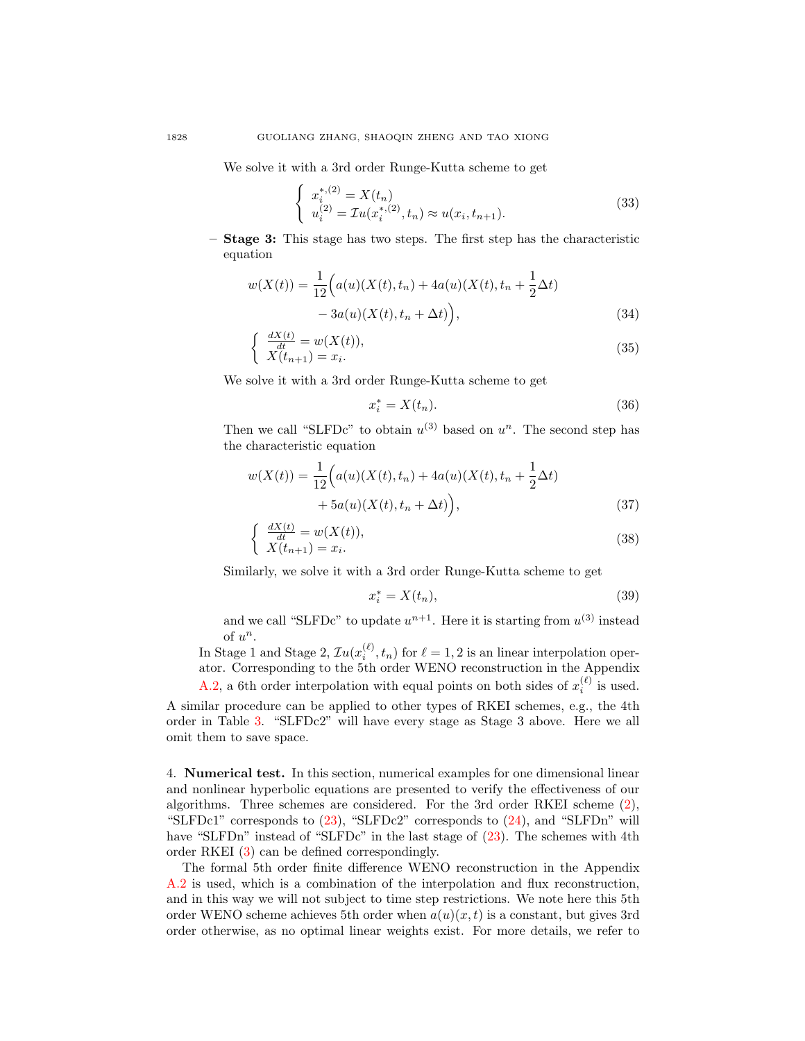We solve it with a 3rd order Runge-Kutta scheme to get

$$\left\{ \begin{array}{l} x_i^{*,(2)} = X(t_n) \\ u_i^{(2)} = \mathcal{I}u(x_i^{*,(2)}, t_n) \approx u(x_i, t_{n+1}). \end{array} \right. \tag{33}$$

– **Stage 3:** This stage has two steps. The first step has the characteristic equation

$$\begin{aligned} w(X(t)) = \frac{1}{12}\Big( & a(u)(X(t), t_n) + 4a(u)(X(t), t_n + \frac{1}{2}\Delta t) \\ & - 3a(u)(X(t), t_n + \Delta t)\Big), \end{aligned} \tag{34}$$

$$\left\{ \begin{array}{l} \frac{dX(t)}{dt} = w(X(t)), \\ X(t_{n+1}) = x_i. \end{array} \right. \tag{35}$$

We solve it with a 3rd order Runge-Kutta scheme to get

$$x_i^* = X(t_n). \tag{36}$$

Then we call "SLFDc" to obtain $u^{(3)}$ based on $u^n$. The second step has the characteristic equation

$$\begin{aligned} w(X(t)) = \frac{1}{12}\Big( & a(u)(X(t), t_n) + 4a(u)(X(t), t_n + \frac{1}{2}\Delta t) \\ & + 5a(u)(X(t), t_n + \Delta t)\Big), \end{aligned} \tag{37}$$

$$\left\{ \begin{array}{l} \frac{dX(t)}{dt} = w(X(t)), \\ X(t_{n+1}) = x_i. \end{array} \right. \tag{38}$$

Similarly, we solve it with a 3rd order Runge-Kutta scheme to get

$$x_i^* = X(t_n), \tag{39}$$

and we call "SLFDc" to update $u^{n+1}$. Here it is starting from $u^{(3)}$ instead of $u^n$.

In Stage 1 and Stage 2, $\mathcal{I}u(x_i^{(\ell)}, t_n)$ for $\ell = 1, 2$ is an linear interpolation operator. Corresponding to the 5th order WENO reconstruction in the Appendix A.2, a 6th order interpolation with equal points on both sides of $x_i^{(\ell)}$ is used.

A similar procedure can be applied to other types of RKEI schemes, e.g., the 4th order in Table 3. "SLFDc2" will have every stage as Stage 3 above. Here we all omit them to save space.

## 4. Numerical test.

In this section, numerical examples for one dimensional linear and nonlinear hyperbolic equations are presented to verify the effectiveness of our algorithms. Three schemes are considered. For the 3rd order RKEI scheme (2), "SLFDc1" corresponds to (23), "SLFDc2" corresponds to (24), and "SLFDn" will have "SLFDn" instead of "SLFDc" in the last stage of (23). The schemes with 4th order RKEI (3) can be defined correspondingly.

The formal 5th order finite difference WENO reconstruction in the Appendix A.2 is used, which is a combination of the interpolation and flux reconstruction, and in this way we will not subject to time step restrictions. We note here this 5th order WENO scheme achieves 5th order when $a(u)(x, t)$ is a constant, but gives 3rd order otherwise, as no optimal linear weights exist. For more details, we refer to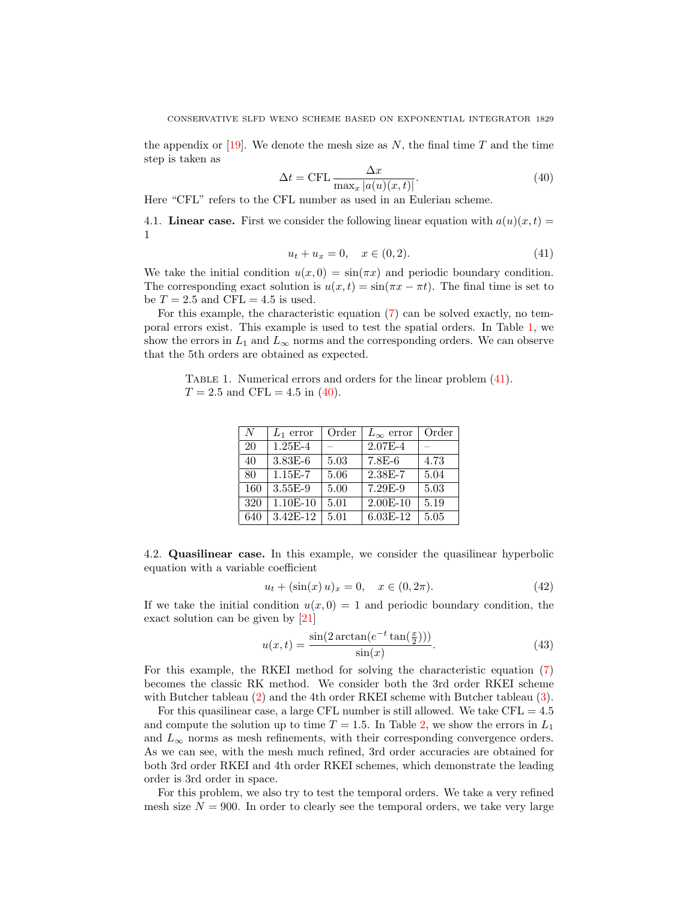the appendix or [19]. We denote the mesh size as $N$, the final time $T$ and the time step is taken as

$$\Delta t = \text{CFL} \frac{\Delta x}{\max_x |a(u)(x,t)|}. \tag{40}$$

Here "CFL" refers to the CFL number as used in an Eulerian scheme.

4.1. **Linear case.** First we consider the following linear equation with $a(u)(x,t) = 1$

$$u_t + u_x = 0, \quad x \in (0, 2). \tag{41}$$

We take the initial condition $u(x, 0) = \sin(\pi x)$ and periodic boundary condition. The corresponding exact solution is $u(x,t) = \sin(\pi x - \pi t)$. The final time is set to be $T = 2.5$ and $\text{CFL} = 4.5$ is used.

For this example, the characteristic equation (7) can be solved exactly, no temporal errors exist. This example is used to test the spatial orders. In Table 1, we show the errors in $L_1$ and $L_\infty$ norms and the corresponding orders. We can observe that the 5th orders are obtained as expected.

Table 1. Numerical errors and orders for the linear problem (41). $T = 2.5$ and $\text{CFL} = 4.5$ in (40).

| $N$ | $L_1$ error | Order | $L_\infty$ error | Order |
|---|---|---|---|---|
| 20 | 1.25E-4 | – | 2.07E-4 | – |
| 40 | 3.83E-6 | 5.03 | 7.8E-6 | 4.73 |
| 80 | 1.15E-7 | 5.06 | 2.38E-7 | 5.04 |
| 160 | 3.55E-9 | 5.00 | 7.29E-9 | 5.03 |
| 320 | 1.10E-10 | 5.01 | 2.00E-10 | 5.19 |
| 640 | 3.42E-12 | 5.01 | 6.03E-12 | 5.05 |

4.2. **Quasilinear case.** In this example, we consider the quasilinear hyperbolic equation with a variable coefficient

$$u_t + (\sin(x)\, u)_x = 0, \quad x \in (0, 2\pi). \tag{42}$$

If we take the initial condition $u(x, 0) = 1$ and periodic boundary condition, the exact solution can be given by [21]

$$u(x,t) = \frac{\sin(2 \arctan(e^{-t} \tan(\frac{x}{2})))}{\sin(x)}. \tag{43}$$

For this example, the RKEI method for solving the characteristic equation (7) becomes the classic RK method. We consider both the 3rd order RKEI scheme with Butcher tableau (2) and the 4th order RKEI scheme with Butcher tableau (3).

For this quasilinear case, a large CFL number is still allowed. We take $\text{CFL} = 4.5$ and compute the solution up to time $T = 1.5$. In Table 2, we show the errors in $L_1$ and $L_\infty$ norms as mesh refinements, with their corresponding convergence orders. As we can see, with the mesh much refined, 3rd order accuracies are obtained for both 3rd order RKEI and 4th order RKEI schemes, which demonstrate the leading order is 3rd order in space.

For this problem, we also try to test the temporal orders. We take a very refined mesh size $N = 900$. In order to clearly see the temporal orders, we take very large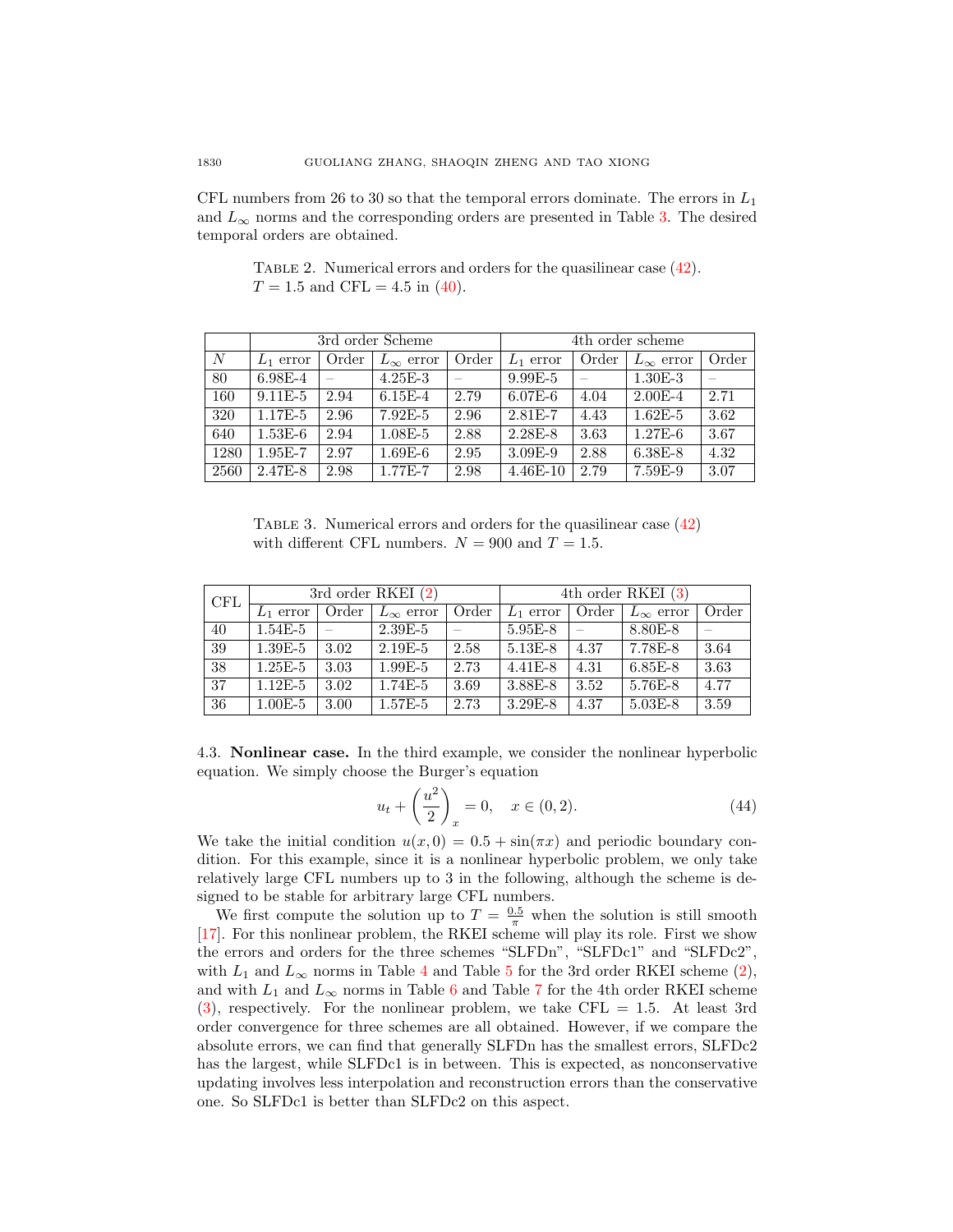CFL numbers from 26 to 30 so that the temporal errors dominate. The errors in $L_1$ and $L_\infty$ norms and the corresponding orders are presented in Table 3. The desired temporal orders are obtained.

Table 2. Numerical errors and orders for the quasilinear case (42). $T = 1.5$ and CFL = 4.5 in (40).

| | 3rd order Scheme | | | | 4th order scheme | | | |
|---|---|---|---|---|---|---|---|---|
| $N$ | $L_1$ error | Order | $L_\infty$ error | Order | $L_1$ error | Order | $L_\infty$ error | Order |
| 80 | 6.98E-4 | – | 4.25E-3 | – | 9.99E-5 | – | 1.30E-3 | – |
| 160 | 9.11E-5 | 2.94 | 6.15E-4 | 2.79 | 6.07E-6 | 4.04 | 2.00E-4 | 2.71 |
| 320 | 1.17E-5 | 2.96 | 7.92E-5 | 2.96 | 2.81E-7 | 4.43 | 1.62E-5 | 3.62 |
| 640 | 1.53E-6 | 2.94 | 1.08E-5 | 2.88 | 2.28E-8 | 3.63 | 1.27E-6 | 3.67 |
| 1280 | 1.95E-7 | 2.97 | 1.69E-6 | 2.95 | 3.09E-9 | 2.88 | 6.38E-8 | 4.32 |
| 2560 | 2.47E-8 | 2.98 | 1.77E-7 | 2.98 | 4.46E-10 | 2.79 | 7.59E-9 | 3.07 |

Table 3. Numerical errors and orders for the quasilinear case (42) with different CFL numbers. $N = 900$ and $T = 1.5$.

| CFL | 3rd order RKEI (2) | | | | 4th order RKEI (3) | | | |
|---|---|---|---|---|---|---|---|---|
| | $L_1$ error | Order | $L_\infty$ error | Order | $L_1$ error | Order | $L_\infty$ error | Order |
| 40 | 1.54E-5 | – | 2.39E-5 | – | 5.95E-8 | – | 8.80E-8 | – |
| 39 | 1.39E-5 | 3.02 | 2.19E-5 | 2.58 | 5.13E-8 | 4.37 | 7.78E-8 | 3.64 |
| 38 | 1.25E-5 | 3.03 | 1.99E-5 | 2.73 | 4.41E-8 | 4.31 | 6.85E-8 | 3.63 |
| 37 | 1.12E-5 | 3.02 | 1.74E-5 | 3.69 | 3.88E-8 | 3.52 | 5.76E-8 | 4.77 |
| 36 | 1.00E-5 | 3.00 | 1.57E-5 | 2.73 | 3.29E-8 | 4.37 | 5.03E-8 | 3.59 |

4.3. **Nonlinear case.** In the third example, we consider the nonlinear hyperbolic equation. We simply choose the Burger's equation

$$u_t + \left(\frac{u^2}{2}\right)_x = 0, \quad x \in (0, 2). \tag{44}$$

We take the initial condition $u(x, 0) = 0.5 + \sin(\pi x)$ and periodic boundary condition. For this example, since it is a nonlinear hyperbolic problem, we only take relatively large CFL numbers up to 3 in the following, although the scheme is designed to be stable for arbitrary large CFL numbers.

We first compute the solution up to $T = \frac{0.5}{\pi}$ when the solution is still smooth [17]. For this nonlinear problem, the RKEI scheme will play its role. First we show the errors and orders for the three schemes "SLFDn", "SLFDc1" and "SLFDc2", with $L_1$ and $L_\infty$ norms in Table 4 and Table 5 for the 3rd order RKEI scheme (2), and with $L_1$ and $L_\infty$ norms in Table 6 and Table 7 for the 4th order RKEI scheme (3), respectively. For the nonlinear problem, we take CFL = 1.5. At least 3rd order convergence for three schemes are all obtained. However, if we compare the absolute errors, we can find that generally SLFDn has the smallest errors, SLFDc2 has the largest, while SLFDc1 is in between. This is expected, as nonconservative updating involves less interpolation and reconstruction errors than the conservative one. So SLFDc1 is better than SLFDc2 on this aspect.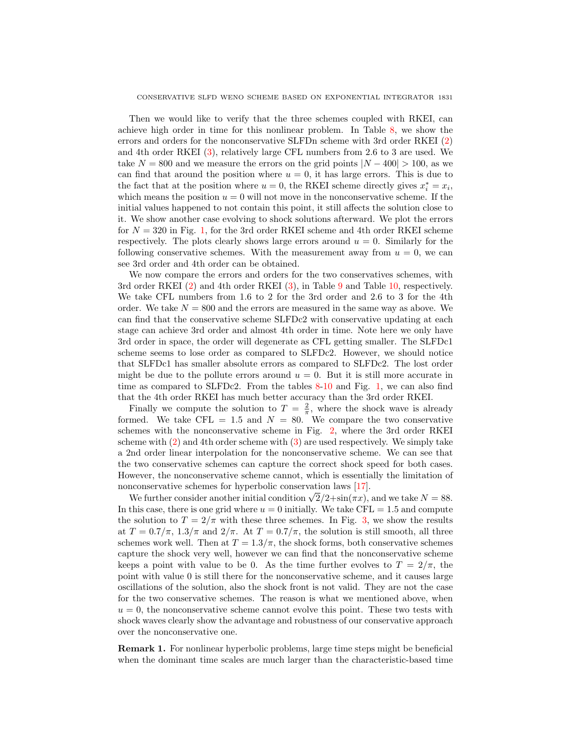Then we would like to verify that the three schemes coupled with RKEI, can achieve high order in time for this nonlinear problem. In Table 8, we show the errors and orders for the nonconservative SLFDn scheme with 3rd order RKEI (2) and 4th order RKEI (3), relatively large CFL numbers from 2.6 to 3 are used. We take $N = 800$ and we measure the errors on the grid points $|N - 400| > 100$, as we can find that around the position where $u = 0$, it has large errors. This is due to the fact that at the position where $u = 0$, the RKEI scheme directly gives $x_i^* = x_i$, which means the position $u = 0$ will not move in the nonconservative scheme. If the initial values happened to not contain this point, it still affects the solution close to it. We show another case evolving to shock solutions afterward. We plot the errors for $N = 320$ in Fig. 1, for the 3rd order RKEI scheme and 4th order RKEI scheme respectively. The plots clearly shows large errors around $u = 0$. Similarly for the following conservative schemes. With the measurement away from $u = 0$, we can see 3rd order and 4th order can be obtained.

We now compare the errors and orders for the two conservatives schemes, with 3rd order RKEI (2) and 4th order RKEI (3), in Table 9 and Table 10, respectively. We take CFL numbers from 1.6 to 2 for the 3rd order and 2.6 to 3 for the 4th order. We take $N = 800$ and the errors are measured in the same way as above. We can find that the conservative scheme SLFDc2 with conservative updating at each stage can achieve 3rd order and almost 4th order in time. Note here we only have 3rd order in space, the order will degenerate as CFL getting smaller. The SLFDc1 scheme seems to lose order as compared to SLFDc2. However, we should notice that SLFDc1 has smaller absolute errors as compared to SLFDc2. The lost order might be due to the pollute errors around $u = 0$. But it is still more accurate in time as compared to SLFDc2. From the tables 8-10 and Fig. 1, we can also find that the 4th order RKEI has much better accuracy than the 3rd order RKEI.

Finally we compute the solution to $T = \frac{2}{\pi}$, where the shock wave is already formed. We take CFL = 1.5 and $N = 80$. We compare the two conservative schemes with the nonconservative scheme in Fig. 2, where the 3rd order RKEI scheme with (2) and 4th order scheme with (3) are used respectively. We simply take a 2nd order linear interpolation for the nonconservative scheme. We can see that the two conservative schemes can capture the correct shock speed for both cases. However, the nonconservative scheme cannot, which is essentially the limitation of nonconservative schemes for hyperbolic conservation laws [17].

We further consider another initial condition $\sqrt{2}/2+\sin(\pi x)$, and we take $N = 88$. In this case, there is one grid where $u = 0$ initially. We take CFL = 1.5 and compute the solution to $T = 2/\pi$ with these three schemes. In Fig. 3, we show the results at $T = 0.7/\pi$, $1.3/\pi$ and $2/\pi$. At $T = 0.7/\pi$, the solution is still smooth, all three schemes work well. Then at $T = 1.3/\pi$, the shock forms, both conservative schemes capture the shock very well, however we can find that the nonconservative scheme keeps a point with value to be 0. As the time further evolves to $T = 2/\pi$, the point with value 0 is still there for the nonconservative scheme, and it causes large oscillations of the solution, also the shock front is not valid. They are not the case for the two conservative schemes. The reason is what we mentioned above, when $u = 0$, the nonconservative scheme cannot evolve this point. These two tests with shock waves clearly show the advantage and robustness of our conservative approach over the nonconservative one.

**Remark 1.** For nonlinear hyperbolic problems, large time steps might be beneficial when the dominant time scales are much larger than the characteristic-based time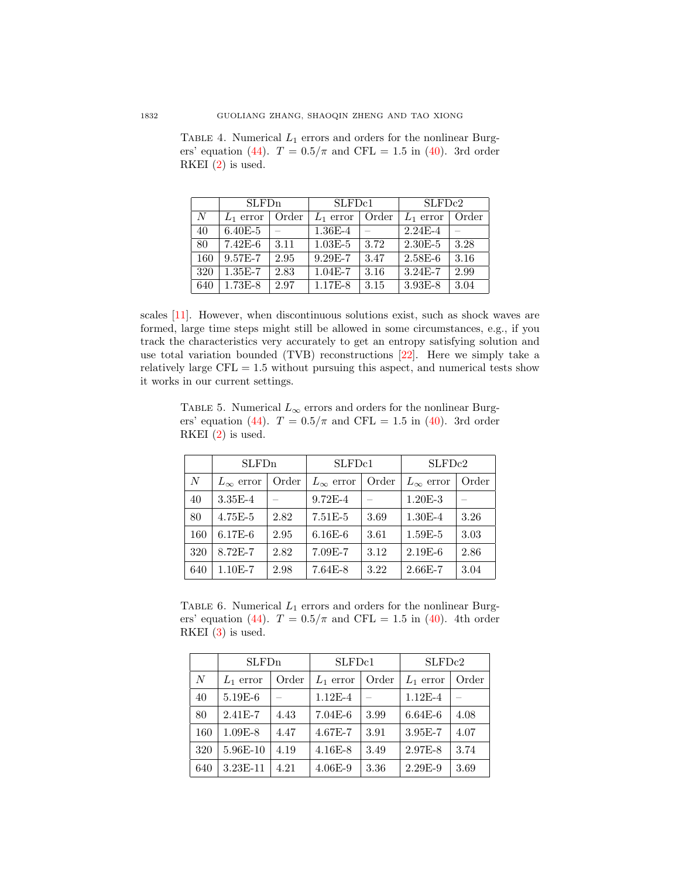Table 4. Numerical $L_1$ errors and orders for the nonlinear Burgers' equation (44). $T = 0.5/\pi$ and CFL $= 1.5$ in (40). 3rd order RKEI (2) is used.

| | SLFDn | | SLFDc1 | | SLFDc2 | |
|---|---|---|---|---|---|---|
| $N$ | $L_1$ error | Order | $L_1$ error | Order | $L_1$ error | Order |
| 40 | 6.40E-5 | – | 1.36E-4 | – | 2.24E-4 | – |
| 80 | 7.42E-6 | 3.11 | 1.03E-5 | 3.72 | 2.30E-5 | 3.28 |
| 160 | 9.57E-7 | 2.95 | 9.29E-7 | 3.47 | 2.58E-6 | 3.16 |
| 320 | 1.35E-7 | 2.83 | 1.04E-7 | 3.16 | 3.24E-7 | 2.99 |
| 640 | 1.73E-8 | 2.97 | 1.17E-8 | 3.15 | 3.93E-8 | 3.04 |

scales [11]. However, when discontinuous solutions exist, such as shock waves are formed, large time steps might still be allowed in some circumstances, e.g., if you track the characteristics very accurately to get an entropy satisfying solution and use total variation bounded (TVB) reconstructions [22]. Here we simply take a relatively large CFL $= 1.5$ without pursuing this aspect, and numerical tests show it works in our current settings.

Table 5. Numerical $L_\infty$ errors and orders for the nonlinear Burgers' equation (44). $T = 0.5/\pi$ and CFL $= 1.5$ in (40). 3rd order RKEI (2) is used.

| | SLFDn | | SLFDc1 | | SLFDc2 | |
|---|---|---|---|---|---|---|
| $N$ | $L_\infty$ error | Order | $L_\infty$ error | Order | $L_\infty$ error | Order |
| 40 | 3.35E-4 | – | 9.72E-4 | – | 1.20E-3 | – |
| 80 | 4.75E-5 | 2.82 | 7.51E-5 | 3.69 | 1.30E-4 | 3.26 |
| 160 | 6.17E-6 | 2.95 | 6.16E-6 | 3.61 | 1.59E-5 | 3.03 |
| 320 | 8.72E-7 | 2.82 | 7.09E-7 | 3.12 | 2.19E-6 | 2.86 |
| 640 | 1.10E-7 | 2.98 | 7.64E-8 | 3.22 | 2.66E-7 | 3.04 |

Table 6. Numerical $L_1$ errors and orders for the nonlinear Burgers' equation (44). $T = 0.5/\pi$ and CFL $= 1.5$ in (40). 4th order RKEI (3) is used.

| | SLFDn | | SLFDc1 | | SLFDc2 | |
|---|---|---|---|---|---|---|
| $N$ | $L_1$ error | Order | $L_1$ error | Order | $L_1$ error | Order |
| 40 | 5.19E-6 | – | 1.12E-4 | – | 1.12E-4 | – |
| 80 | 2.41E-7 | 4.43 | 7.04E-6 | 3.99 | 6.64E-6 | 4.08 |
| 160 | 1.09E-8 | 4.47 | 4.67E-7 | 3.91 | 3.95E-7 | 4.07 |
| 320 | 5.96E-10 | 4.19 | 4.16E-8 | 3.49 | 2.97E-8 | 3.74 |
| 640 | 3.23E-11 | 4.21 | 4.06E-9 | 3.36 | 2.29E-9 | 3.69 |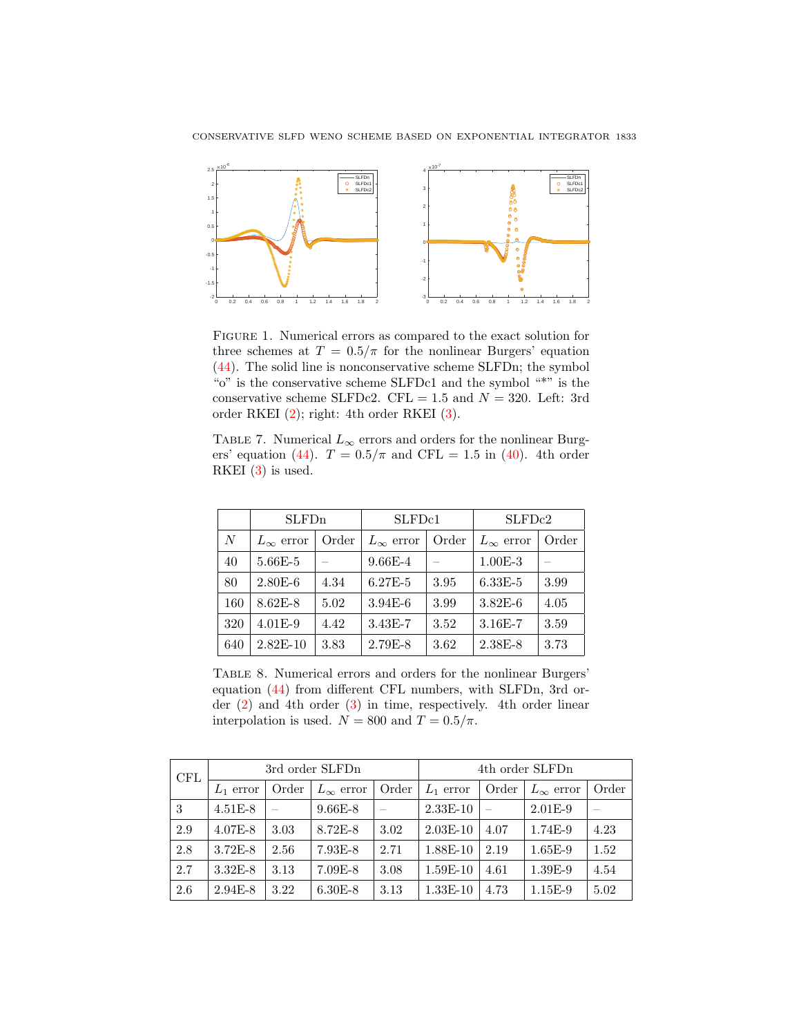FIGURE 1. Numerical errors as compared to the exact solution for three schemes at $T = 0.5/\pi$ for the nonlinear Burgers' equation (44). The solid line is nonconservative scheme SLFDn; the symbol "o" is the conservative scheme SLFDc1 and the symbol "*" is the conservative scheme SLFDc2. CFL = 1.5 and $N = 320$. Left: 3rd order RKEI (2); right: 4th order RKEI (3).

TABLE 7. Numerical $L_\infty$ errors and orders for the nonlinear Burgers' equation (44). $T = 0.5/\pi$ and CFL = 1.5 in (40). 4th order RKEI (3) is used.

| | SLFDn | | SLFDc1 | | SLFDc2 | |
|---|---|---|---|---|---|---|
| $N$ | $L_\infty$ error | Order | $L_\infty$ error | Order | $L_\infty$ error | Order |
| 40 | 5.66E-5 | – | 9.66E-4 | – | 1.00E-3 | – |
| 80 | 2.80E-6 | 4.34 | 6.27E-5 | 3.95 | 6.33E-5 | 3.99 |
| 160 | 8.62E-8 | 5.02 | 3.94E-6 | 3.99 | 3.82E-6 | 4.05 |
| 320 | 4.01E-9 | 4.42 | 3.43E-7 | 3.52 | 3.16E-7 | 3.59 |
| 640 | 2.82E-10 | 3.83 | 2.79E-8 | 3.62 | 2.38E-8 | 3.73 |

TABLE 8. Numerical errors and orders for the nonlinear Burgers' equation (44) from different CFL numbers, with SLFDn, 3rd order (2) and 4th order (3) in time, respectively. 4th order linear interpolation is used. $N = 800$ and $T = 0.5/\pi$.

| CFL | 3rd order SLFDn | | | | 4th order SLFDn | | | |
|---|---|---|---|---|---|---|---|---|
| | $L_1$ error | Order | $L_\infty$ error | Order | $L_1$ error | Order | $L_\infty$ error | Order |
| 3 | 4.51E-8 | – | 9.66E-8 | – | 2.33E-10 | – | 2.01E-9 | – |
| 2.9 | 4.07E-8 | 3.03 | 8.72E-8 | 3.02 | 2.03E-10 | 4.07 | 1.74E-9 | 4.23 |
| 2.8 | 3.72E-8 | 2.56 | 7.93E-8 | 2.71 | 1.88E-10 | 2.19 | 1.65E-9 | 1.52 |
| 2.7 | 3.32E-8 | 3.13 | 7.09E-8 | 3.08 | 1.59E-10 | 4.61 | 1.39E-9 | 4.54 |
| 2.6 | 2.94E-8 | 3.22 | 6.30E-8 | 3.13 | 1.33E-10 | 4.73 | 1.15E-9 | 5.02 |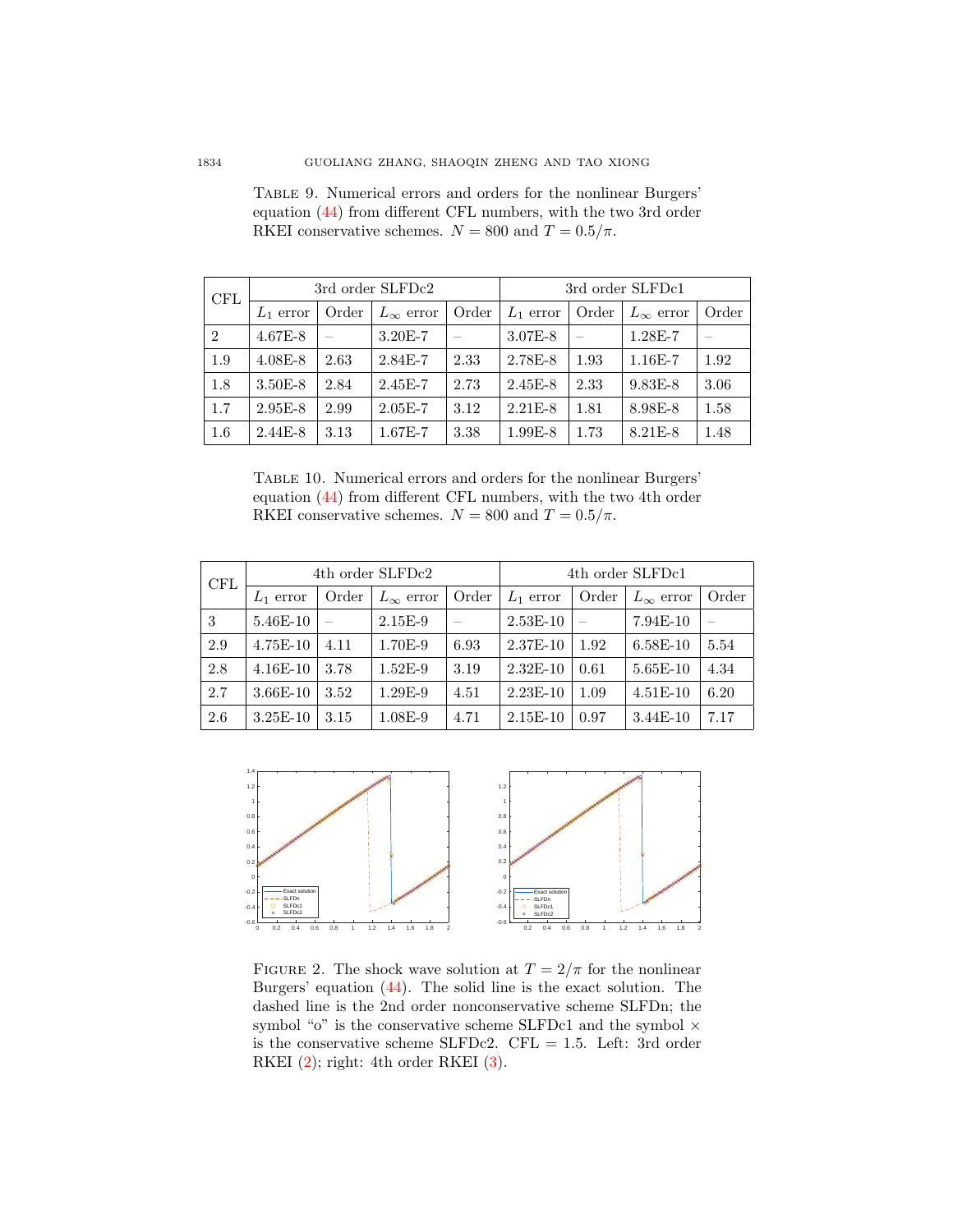Table 9. Numerical errors and orders for the nonlinear Burgers' equation (44) from different CFL numbers, with the two 3rd order RKEI conservative schemes. $N = 800$ and $T = 0.5/\pi$.

| CFL | 3rd order SLFDc2 | | | | 3rd order SLFDc1 | | | |
|---|---|---|---|---|---|---|---|---|
| | $L_1$ error | Order | $L_\infty$ error | Order | $L_1$ error | Order | $L_\infty$ error | Order |
| 2 | 4.67E-8 | – | 3.20E-7 | – | 3.07E-8 | – | 1.28E-7 | – |
| 1.9 | 4.08E-8 | 2.63 | 2.84E-7 | 2.33 | 2.78E-8 | 1.93 | 1.16E-7 | 1.92 |
| 1.8 | 3.50E-8 | 2.84 | 2.45E-7 | 2.73 | 2.45E-8 | 2.33 | 9.83E-8 | 3.06 |
| 1.7 | 2.95E-8 | 2.99 | 2.05E-7 | 3.12 | 2.21E-8 | 1.81 | 8.98E-8 | 1.58 |
| 1.6 | 2.44E-8 | 3.13 | 1.67E-7 | 3.38 | 1.99E-8 | 1.73 | 8.21E-8 | 1.48 |

Table 10. Numerical errors and orders for the nonlinear Burgers' equation (44) from different CFL numbers, with the two 4th order RKEI conservative schemes. $N = 800$ and $T = 0.5/\pi$.

| CFL | 4th order SLFDc2 | | | | 4th order SLFDc1 | | | |
|---|---|---|---|---|---|---|---|---|
| | $L_1$ error | Order | $L_\infty$ error | Order | $L_1$ error | Order | $L_\infty$ error | Order |
| 3 | 5.46E-10 | – | 2.15E-9 | – | 2.53E-10 | – | 7.94E-10 | – |
| 2.9 | 4.75E-10 | 4.11 | 1.70E-9 | 6.93 | 2.37E-10 | 1.92 | 6.58E-10 | 5.54 |
| 2.8 | 4.16E-10 | 3.78 | 1.52E-9 | 3.19 | 2.32E-10 | 0.61 | 5.65E-10 | 4.34 |
| 2.7 | 3.66E-10 | 3.52 | 1.29E-9 | 4.51 | 2.23E-10 | 1.09 | 4.51E-10 | 6.20 |
| 2.6 | 3.25E-10 | 3.15 | 1.08E-9 | 4.71 | 2.15E-10 | 0.97 | 3.44E-10 | 7.17 |

Figure 2. The shock wave solution at $T = 2/\pi$ for the nonlinear Burgers' equation (44). The solid line is the exact solution. The dashed line is the 2nd order nonconservative scheme SLFDn; the symbol "o" is the conservative scheme SLFDc1 and the symbol × is the conservative scheme SLFDc2. CFL = 1.5. Left: 3rd order RKEI (2); right: 4th order RKEI (3).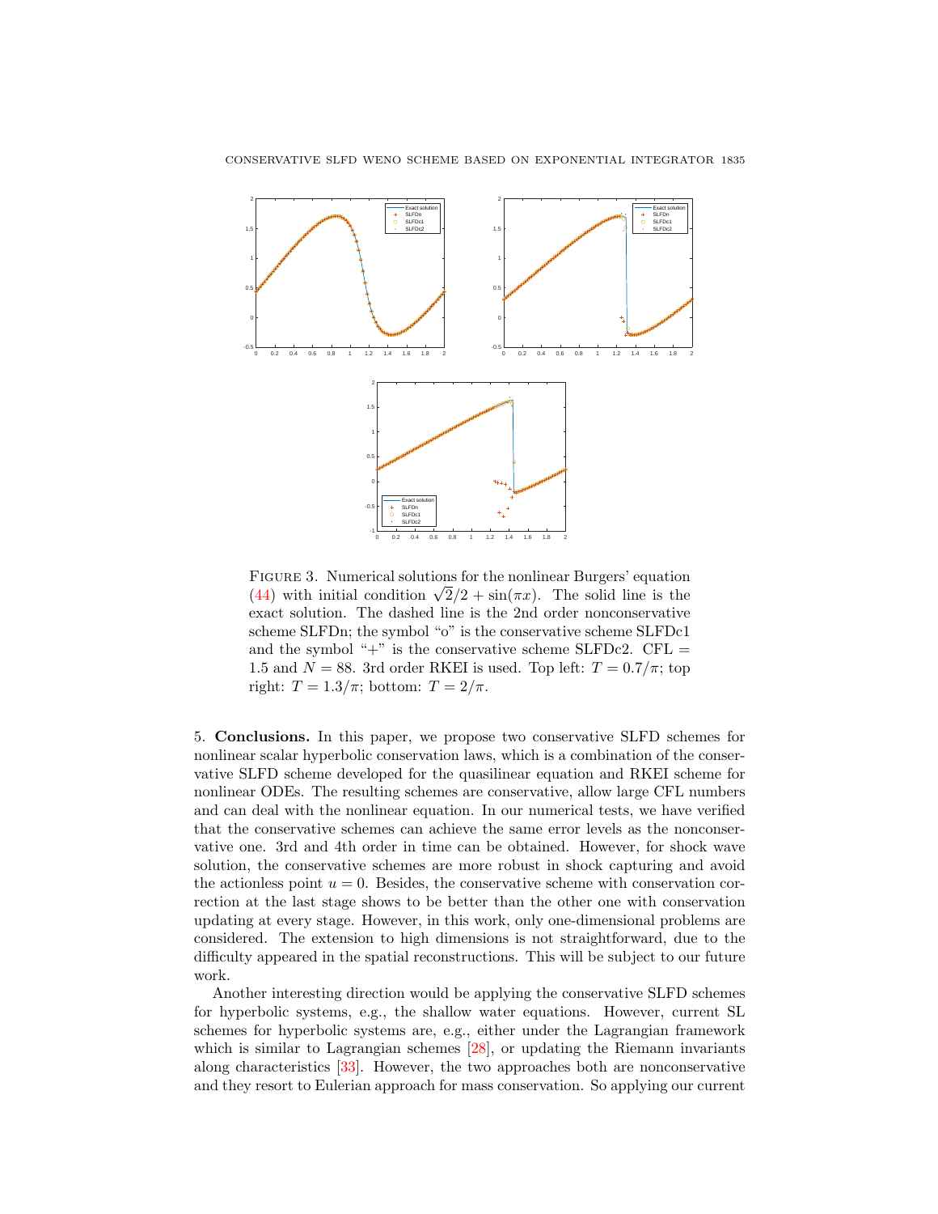FIGURE 3. Numerical solutions for the nonlinear Burgers' equation (44) with initial condition $\sqrt{2}/2 + \sin(\pi x)$. The solid line is the exact solution. The dashed line is the 2nd order nonconservative scheme SLFDn; the symbol "o" is the conservative scheme SLFDc1 and the symbol "+" is the conservative scheme SLFDc2. CFL = 1.5 and $N = 88$. 3rd order RKEI is used. Top left: $T = 0.7/\pi$; top right: $T = 1.3/\pi$; bottom: $T = 2/\pi$.

5. **Conclusions.** In this paper, we propose two conservative SLFD schemes for nonlinear scalar hyperbolic conservation laws, which is a combination of the conservative SLFD scheme developed for the quasilinear equation and RKEI scheme for nonlinear ODEs. The resulting schemes are conservative, allow large CFL numbers and can deal with the nonlinear equation. In our numerical tests, we have verified that the conservative schemes can achieve the same error levels as the nonconservative one. 3rd and 4th order in time can be obtained. However, for shock wave solution, the conservative schemes are more robust in shock capturing and avoid the actionless point $u = 0$. Besides, the conservative scheme with conservation correction at the last stage shows to be better than the other one with conservation updating at every stage. However, in this work, only one-dimensional problems are considered. The extension to high dimensions is not straightforward, due to the difficulty appeared in the spatial reconstructions. This will be subject to our future work.

Another interesting direction would be applying the conservative SLFD schemes for hyperbolic systems, e.g., the shallow water equations. However, current SL schemes for hyperbolic systems are, e.g., either under the Lagrangian framework which is similar to Lagrangian schemes [28], or updating the Riemann invariants along characteristics [33]. However, the two approaches both are nonconservative and they resort to Eulerian approach for mass conservation. So applying our current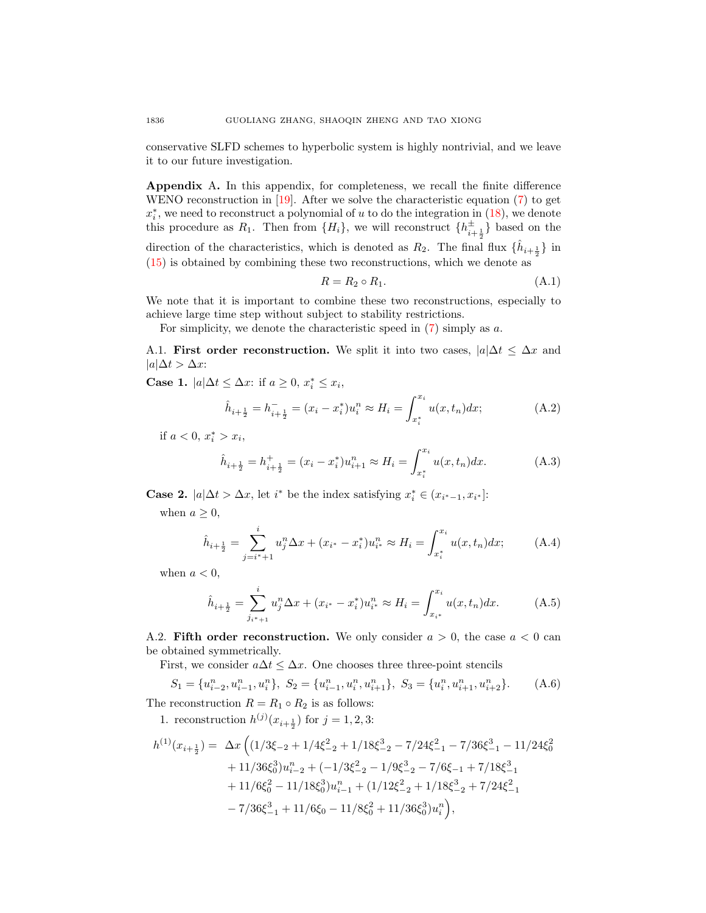conservative SLFD schemes to hyperbolic system is highly nontrivial, and we leave it to our future investigation.

**Appendix A.** In this appendix, for completeness, we recall the finite difference WENO reconstruction in [19]. After we solve the characteristic equation (7) to get $x_i^*$, we need to reconstruct a polynomial of $u$ to do the integration in (18), we denote this procedure as $R_1$. Then from $\{H_i\}$, we will reconstruct $\{h^{\pm}_{i+\frac{1}{2}}\}$ based on the direction of the characteristics, which is denoted as $R_2$. The final flux $\{\hat{h}_{i+\frac{1}{2}}\}$ in (15) is obtained by combining these two reconstructions, which we denote as

$$R = R_2 \circ R_1. \tag{A.1}$$

We note that it is important to combine these two reconstructions, especially to achieve large time step without subject to stability restrictions.

For simplicity, we denote the characteristic speed in (7) simply as $a$.

A.1. **First order reconstruction.** We split it into two cases, $|a|\Delta t \leq \Delta x$ and $|a|\Delta t > \Delta x$:

**Case 1.** $|a|\Delta t \leq \Delta x$: if $a \geq 0$, $x_i^* \leq x_i$,

$$\hat{h}_{i+\frac{1}{2}} = h^-_{i+\frac{1}{2}} = (x_i - x_i^*)u_i^n \approx H_i = \int_{x_i^*}^{x_i} u(x, t_n)dx; \tag{A.2}$$

if $a < 0$, $x_i^* > x_i$,

$$\hat{h}_{i+\frac{1}{2}} = h^+_{i+\frac{1}{2}} = (x_i - x_i^*)u_{i+1}^n \approx H_i = \int_{x_i^*}^{x_i} u(x, t_n)dx. \tag{A.3}$$

**Case 2.** $|a|\Delta t > \Delta x$, let $i^*$ be the index satisfying $x_i^* \in (x_{i^*-1}, x_{i^*}]$:

when $a \geq 0$,

$$\hat{h}_{i+\frac{1}{2}} = \sum_{j=i^*+1}^{i} u_j^n \Delta x + (x_{i^*} - x_i^*)u_{i^*}^n \approx H_i = \int_{x_i^*}^{x_i} u(x, t_n)dx; \tag{A.4}$$

when $a < 0$,

$$\hat{h}_{i+\frac{1}{2}} = \sum_{j_{i^*+1}}^{i} u_j^n \Delta x + (x_{i^*} - x_i^*)u_{i^*}^n \approx H_i = \int_{x_{i^*}}^{x_i} u(x, t_n)dx. \tag{A.5}$$

A.2. **Fifth order reconstruction.** We only consider $a > 0$, the case $a < 0$ can be obtained symmetrically.

First, we consider $a\Delta t \leq \Delta x$. One chooses three three-point stencils

$$S_1 = \{u_{i-2}^n, u_{i-1}^n, u_i^n\},\ S_2 = \{u_{i-1}^n, u_i^n, u_{i+1}^n\},\ S_3 = \{u_i^n, u_{i+1}^n, u_{i+2}^n\}. \tag{A.6}$$

The reconstruction $R = R_1 \circ R_2$ is as follows:

1. reconstruction $h^{(j)}(x_{i+\frac{1}{2}})$ for $j = 1, 2, 3$:

$$\begin{aligned} h^{(1)}(x_{i+\frac{1}{2}}) = \ & \Delta x \Big( (1/3\xi_{-2} + 1/4\xi_{-2}^2 + 1/18\xi_{-2}^3 - 7/24\xi_{-1}^2 - 7/36\xi_{-1}^3 - 11/24\xi_0^2 \\ & + 11/36\xi_0^3)u_{i-2}^n + (-1/3\xi_{-2}^2 - 1/9\xi_{-2}^3 - 7/6\xi_{-1} + 7/18\xi_{-1}^3 \\ & + 11/6\xi_0^2 - 11/18\xi_0^3)u_{i-1}^n + (1/12\xi_{-2}^2 + 1/18\xi_{-2}^3 + 7/24\xi_{-1}^2 \\ & - 7/36\xi_{-1}^3 + 11/6\xi_0 - 11/8\xi_0^2 + 11/36\xi_0^3)u_i^n \Big), \end{aligned}$$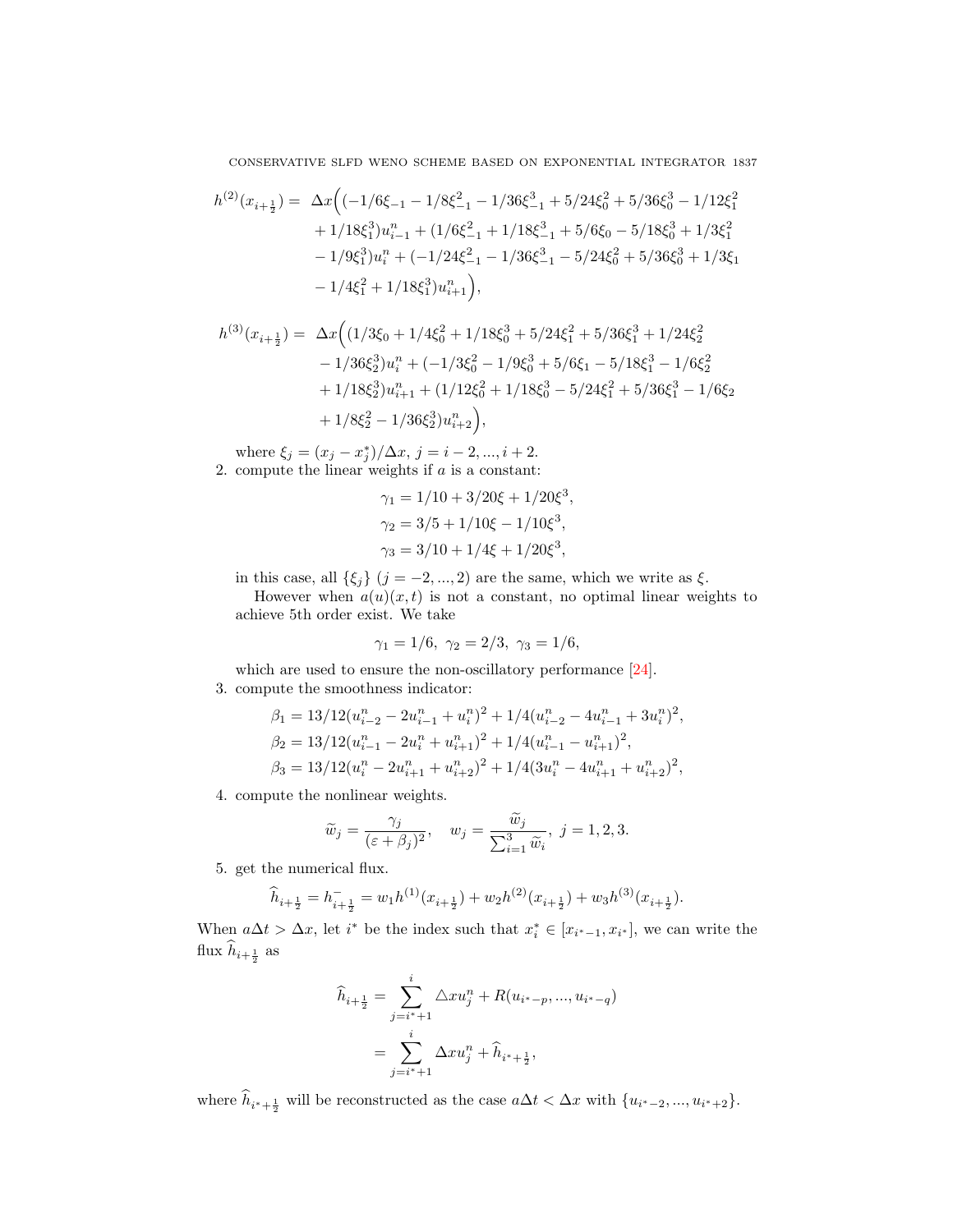$$
\begin{aligned}
h^{(2)}(x_{i+\frac{1}{2}}) = \ & \Delta x\Big((-1/6\xi_{-1} - 1/8\xi_{-1}^2 - 1/36\xi_{-1}^3 + 5/24\xi_0^2 + 5/36\xi_0^3 - 1/12\xi_1^2 \\
& + 1/18\xi_1^3)u_{i-1}^n + (1/6\xi_{-1}^2 + 1/18\xi_{-1}^3 + 5/6\xi_0 - 5/18\xi_0^3 + 1/3\xi_1^2 \\
& - 1/9\xi_1^3)u_i^n + (-1/24\xi_{-1}^2 - 1/36\xi_{-1}^3 - 5/24\xi_0^2 + 5/36\xi_0^3 + 1/3\xi_1 \\
& - 1/4\xi_1^2 + 1/18\xi_1^3)u_{i+1}^n\Big),
\end{aligned}
$$

$$
\begin{aligned}
h^{(3)}(x_{i+\frac{1}{2}}) = \ & \Delta x\Big((1/3\xi_0 + 1/4\xi_0^2 + 1/18\xi_0^3 + 5/24\xi_1^2 + 5/36\xi_1^3 + 1/24\xi_2^2 \\
& - 1/36\xi_2^3)u_i^n + (-1/3\xi_0^2 - 1/9\xi_0^3 + 5/6\xi_1 - 5/18\xi_1^3 - 1/6\xi_2^2 \\
& + 1/18\xi_2^3)u_{i+1}^n + (1/12\xi_0^2 + 1/18\xi_0^3 - 5/24\xi_1^2 + 5/36\xi_1^3 - 1/6\xi_2 \\
& + 1/8\xi_2^2 - 1/36\xi_2^3)u_{i+2}^n\Big),
\end{aligned}
$$

where $\xi_j = (x_j - x_j^*)/\Delta x$, $j = i-2, ..., i+2$.

2. compute the linear weights if $a$ is a constant:

$$
\gamma_1 = 1/10 + 3/20\xi + 1/20\xi^3,
$$
$$
\gamma_2 = 3/5 + 1/10\xi - 1/10\xi^3,
$$
$$
\gamma_3 = 3/10 + 1/4\xi + 1/20\xi^3,
$$

in this case, all $\{\xi_j\}$ $(j = -2, ..., 2)$ are the same, which we write as $\xi$.

However when $a(u)(x,t)$ is not a constant, no optimal linear weights to achieve 5th order exist. We take

$$
\gamma_1 = 1/6, \ \gamma_2 = 2/3, \ \gamma_3 = 1/6,
$$

which are used to ensure the non-oscillatory performance [24].

3. compute the smoothness indicator:

$$
\beta_1 = 13/12(u_{i-2}^n - 2u_{i-1}^n + u_i^n)^2 + 1/4(u_{i-2}^n - 4u_{i-1}^n + 3u_i^n)^2,
$$
$$
\beta_2 = 13/12(u_{i-1}^n - 2u_i^n + u_{i+1}^n)^2 + 1/4(u_{i-1}^n - u_{i+1}^n)^2,
$$
$$
\beta_3 = 13/12(u_i^n - 2u_{i+1}^n + u_{i+2}^n)^2 + 1/4(3u_i^n - 4u_{i+1}^n + u_{i+2}^n)^2,
$$

4. compute the nonlinear weights.

$$
\widetilde{w}_j = \frac{\gamma_j}{(\varepsilon + \beta_j)^2}, \quad w_j = \frac{\widetilde{w}_j}{\sum_{i=1}^{3} \widetilde{w}_i}, \ j = 1, 2, 3.
$$

5. get the numerical flux.

$$
\widehat{h}_{i+\frac{1}{2}} = h_{i+\frac{1}{2}}^- = w_1 h^{(1)}(x_{i+\frac{1}{2}}) + w_2 h^{(2)}(x_{i+\frac{1}{2}}) + w_3 h^{(3)}(x_{i+\frac{1}{2}}).
$$

When $a\Delta t > \Delta x$, let $i^*$ be the index such that $x_i^* \in [x_{i^*-1}, x_{i^*}]$, we can write the flux $\widehat{h}_{i+\frac{1}{2}}$ as

$$
\begin{aligned}
\widehat{h}_{i+\frac{1}{2}} &= \sum_{j=i^*+1}^{i} \triangle x u_j^n + R(u_{i^*-p}, ..., u_{i^*-q}) \\
&= \sum_{j=i^*+1}^{i} \Delta x u_j^n + \widehat{h}_{i^*+\frac{1}{2}},
\end{aligned}
$$

where $\widehat{h}_{i^*+\frac{1}{2}}$ will be reconstructed as the case $a\Delta t < \Delta x$ with $\{u_{i^*-2}, ..., u_{i^*+2}\}$.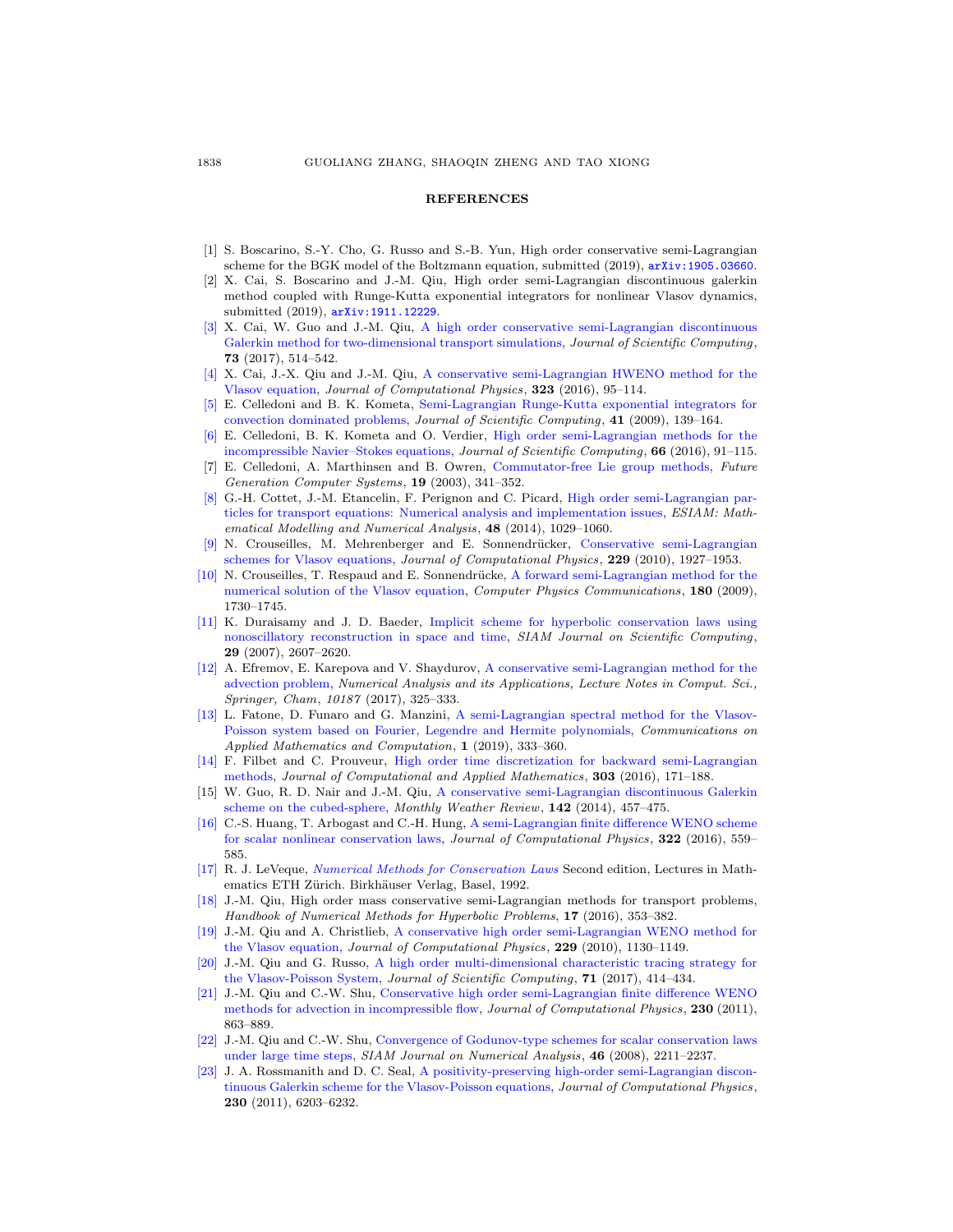## REFERENCES

[1] S. Boscarino, S.-Y. Cho, G. Russo and S.-B. Yun, High order conservative semi-Lagrangian scheme for the BGK model of the Boltzmann equation, submitted (2019), arXiv:1905.03660.

[2] X. Cai, S. Boscarino and J.-M. Qiu, High order semi-Lagrangian discontinuous galerkin method coupled with Runge-Kutta exponential integrators for nonlinear Vlasov dynamics, submitted (2019), arXiv:1911.12229.

[3] X. Cai, W. Guo and J.-M. Qiu, A high order conservative semi-Lagrangian discontinuous Galerkin method for two-dimensional transport simulations, *Journal of Scientific Computing*, **73** (2017), 514–542.

[4] X. Cai, J.-X. Qiu and J.-M. Qiu, A conservative semi-Lagrangian HWENO method for the Vlasov equation, *Journal of Computational Physics*, **323** (2016), 95–114.

[5] E. Celledoni and B. K. Kometa, Semi-Lagrangian Runge-Kutta exponential integrators for convection dominated problems, *Journal of Scientific Computing*, **41** (2009), 139–164.

[6] E. Celledoni, B. K. Kometa and O. Verdier, High order semi-Lagrangian methods for the incompressible Navier–Stokes equations, *Journal of Scientific Computing*, **66** (2016), 91–115.

[7] E. Celledoni, A. Marthinsen and B. Owren, Commutator-free Lie group methods, *Future Generation Computer Systems*, **19** (2003), 341–352.

[8] G.-H. Cottet, J.-M. Etancelin, F. Perignon and C. Picard, High order semi-Lagrangian particles for transport equations: Numerical analysis and implementation issues, *ESIAM: Mathematical Modelling and Numerical Analysis*, **48** (2014), 1029–1060.

[9] N. Crouseilles, M. Mehrenberger and E. Sonnendrücker, Conservative semi-Lagrangian schemes for Vlasov equations, *Journal of Computational Physics*, **229** (2010), 1927–1953.

[10] N. Crouseilles, T. Respaud and E. Sonnendrücke, A forward semi-Lagrangian method for the numerical solution of the Vlasov equation, *Computer Physics Communications*, **180** (2009), 1730–1745.

[11] K. Duraisamy and J. D. Baeder, Implicit scheme for hyperbolic conservation laws using nonoscillatory reconstruction in space and time, *SIAM Journal on Scientific Computing*, **29** (2007), 2607–2620.

[12] A. Efremov, E. Karepova and V. Shaydurov, A conservative semi-Lagrangian method for the advection problem, *Numerical Analysis and its Applications, Lecture Notes in Comput. Sci., Springer, Cham*, *10187* (2017), 325–333.

[13] L. Fatone, D. Funaro and G. Manzini, A semi-Lagrangian spectral method for the Vlasov-Poisson system based on Fourier, Legendre and Hermite polynomials, *Communications on Applied Mathematics and Computation*, **1** (2019), 333–360.

[14] F. Filbet and C. Prouveur, High order time discretization for backward semi-Lagrangian methods, *Journal of Computational and Applied Mathematics*, **303** (2016), 171–188.

[15] W. Guo, R. D. Nair and J.-M. Qiu, A conservative semi-Lagrangian discontinuous Galerkin scheme on the cubed-sphere, *Monthly Weather Review*, **142** (2014), 457–475.

[16] C.-S. Huang, T. Arbogast and C.-H. Hung, A semi-Lagrangian finite difference WENO scheme for scalar nonlinear conservation laws, *Journal of Computational Physics*, **322** (2016), 559–585.

[17] R. J. LeVeque, *Numerical Methods for Conservation Laws* Second edition, Lectures in Mathematics ETH Zürich. Birkhäuser Verlag, Basel, 1992.

[18] J.-M. Qiu, High order mass conservative semi-Lagrangian methods for transport problems, *Handbook of Numerical Methods for Hyperbolic Problems*, **17** (2016), 353–382.

[19] J.-M. Qiu and A. Christlieb, A conservative high order semi-Lagrangian WENO method for the Vlasov equation, *Journal of Computational Physics*, **229** (2010), 1130–1149.

[20] J.-M. Qiu and G. Russo, A high order multi-dimensional characteristic tracing strategy for the Vlasov-Poisson System, *Journal of Scientific Computing*, **71** (2017), 414–434.

[21] J.-M. Qiu and C.-W. Shu, Conservative high order semi-Lagrangian finite difference WENO methods for advection in incompressible flow, *Journal of Computational Physics*, **230** (2011), 863–889.

[22] J.-M. Qiu and C.-W. Shu, Convergence of Godunov-type schemes for scalar conservation laws under large time steps, *SIAM Journal on Numerical Analysis*, **46** (2008), 2211–2237.

[23] J. A. Rossmanith and D. C. Seal, A positivity-preserving high-order semi-Lagrangian discontinuous Galerkin scheme for the Vlasov-Poisson equations, *Journal of Computational Physics*, **230** (2011), 6203–6232.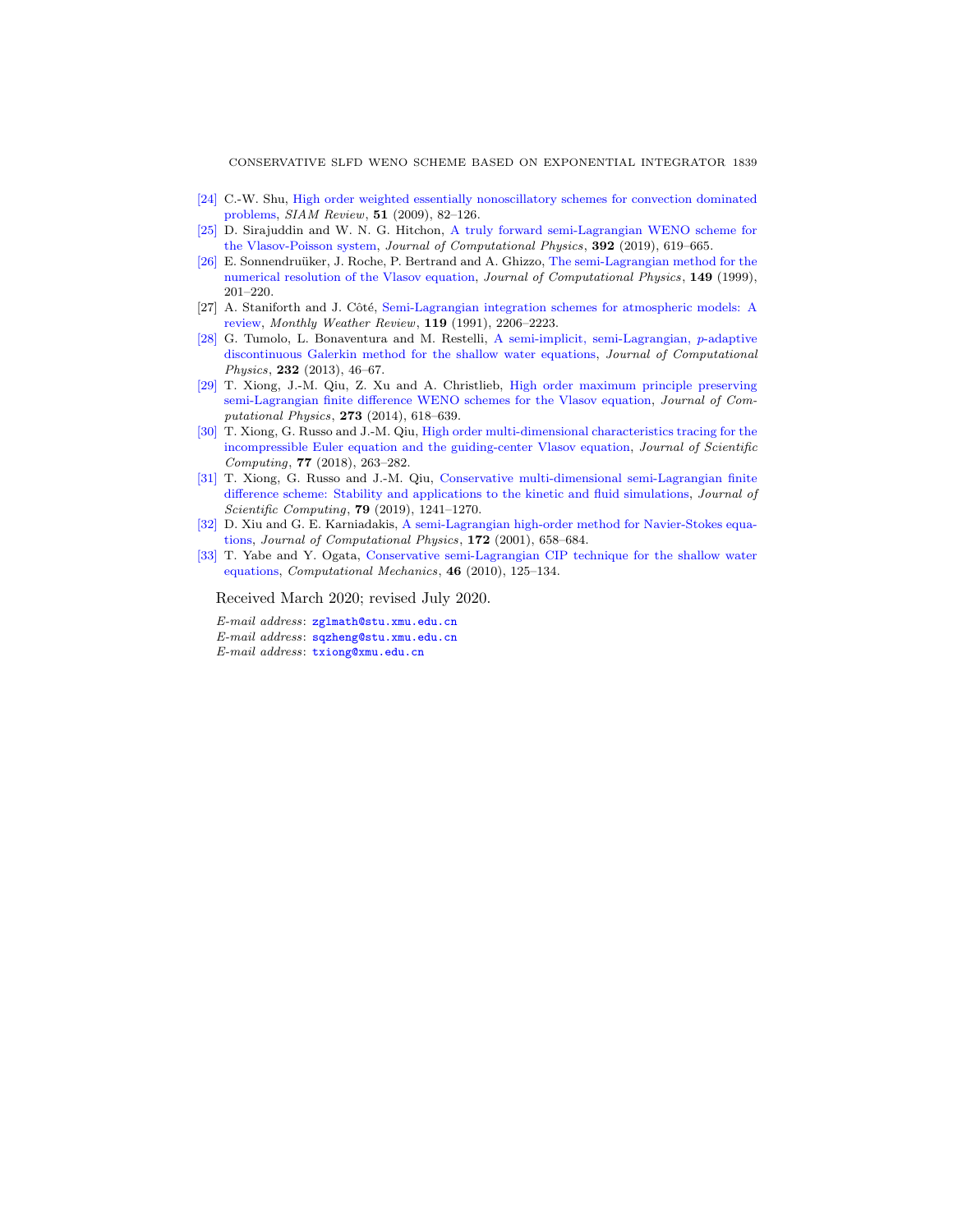[24] C.-W. Shu, High order weighted essentially nonoscillatory schemes for convection dominated problems, *SIAM Review*, **51** (2009), 82–126.

[25] D. Sirajuddin and W. N. G. Hitchon, A truly forward semi-Lagrangian WENO scheme for the Vlasov-Poisson system, *Journal of Computational Physics*, **392** (2019), 619–665.

[26] E. Sonnendruüker, J. Roche, P. Bertrand and A. Ghizzo, The semi-Lagrangian method for the numerical resolution of the Vlasov equation, *Journal of Computational Physics*, **149** (1999), 201–220.

[27] A. Staniforth and J. Côté, Semi-Lagrangian integration schemes for atmospheric models: A review, *Monthly Weather Review*, **119** (1991), 2206–2223.

[28] G. Tumolo, L. Bonaventura and M. Restelli, A semi-implicit, semi-Lagrangian, $p$-adaptive discontinuous Galerkin method for the shallow water equations, *Journal of Computational Physics*, **232** (2013), 46–67.

[29] T. Xiong, J.-M. Qiu, Z. Xu and A. Christlieb, High order maximum principle preserving semi-Lagrangian finite difference WENO schemes for the Vlasov equation, *Journal of Computational Physics*, **273** (2014), 618–639.

[30] T. Xiong, G. Russo and J.-M. Qiu, High order multi-dimensional characteristics tracing for the incompressible Euler equation and the guiding-center Vlasov equation, *Journal of Scientific Computing*, **77** (2018), 263–282.

[31] T. Xiong, G. Russo and J.-M. Qiu, Conservative multi-dimensional semi-Lagrangian finite difference scheme: Stability and applications to the kinetic and fluid simulations, *Journal of Scientific Computing*, **79** (2019), 1241–1270.

[32] D. Xiu and G. E. Karniadakis, A semi-Lagrangian high-order method for Navier-Stokes equations, *Journal of Computational Physics*, **172** (2001), 658–684.

[33] T. Yabe and Y. Ogata, Conservative semi-Lagrangian CIP technique for the shallow water equations, *Computational Mechanics*, **46** (2010), 125–134.

Received March 2020; revised July 2020.

*E-mail address*: zglmath@stu.xmu.edu.cn
*E-mail address*: sqzheng@stu.xmu.edu.cn
*E-mail address*: txiong@xmu.edu.cn